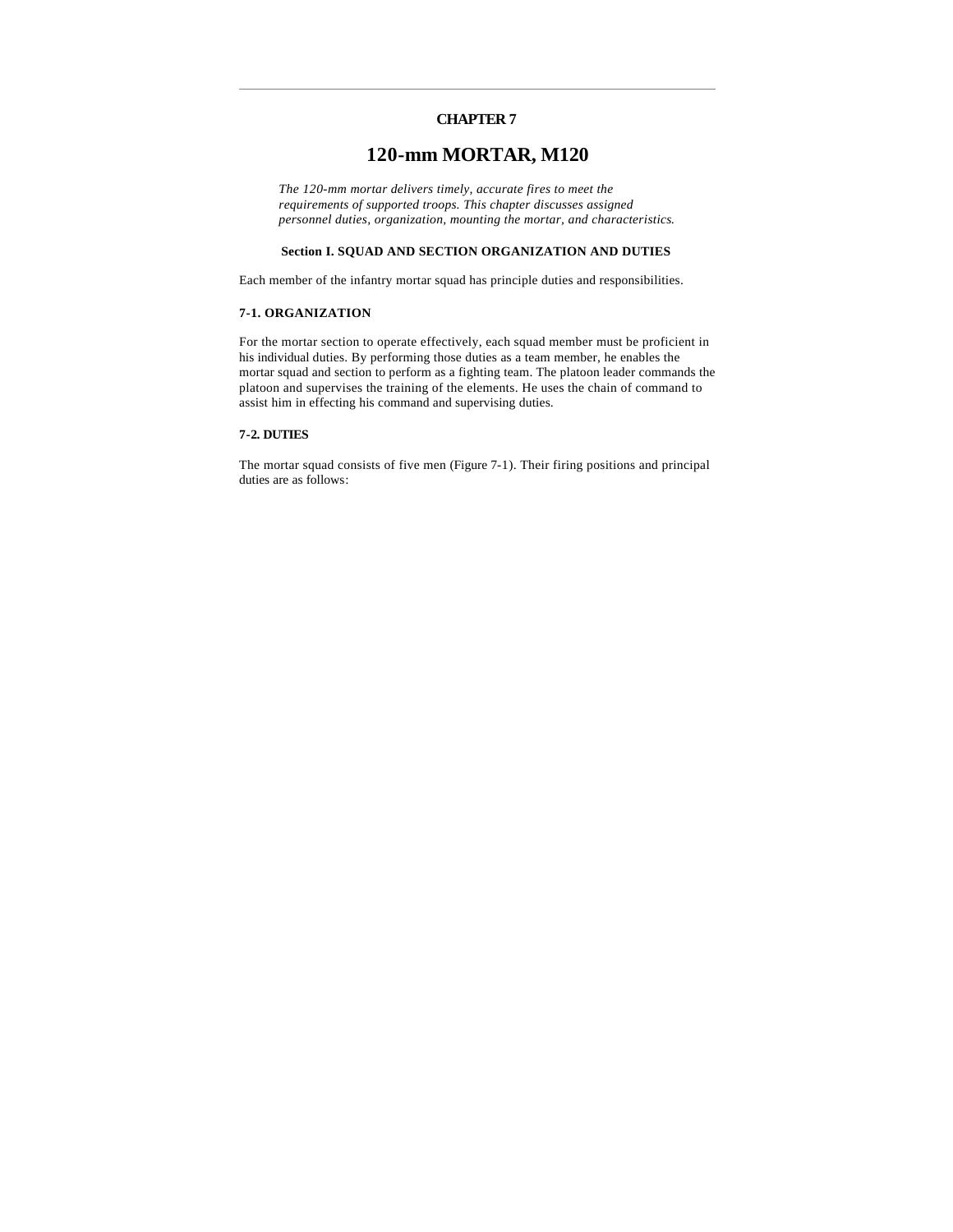# CHAPTER 7

# 120-mm MORTAR, M120

*The 120-mm mortar delivers timely, accurate fires to meet the requirements of supported troops. This chapter discusses assigned personnel duties, organization, mounting the mortar, and characteristics.*

## Section I. SQUAD AND SECTION ORGANIZATION AND DUTIES

Each member of the infantry mortar squad has principle duties and responsibilities.

### 7-1. ORGANIZATION

For the mortar section to operate effectively, each squad member must be proficient in his individual duties. By performing those duties as a team member, he enables the mortar squad and section to perform as a fighting team. The platoon leader commands the platoon and supervises the training of the elements. He uses the chain of command to assist him in effecting his command and supervising duties.

### 7-2. DUTIES

The mortar squad consists of five men (Figure 7-1). Their firing positions and principal duties are as follows: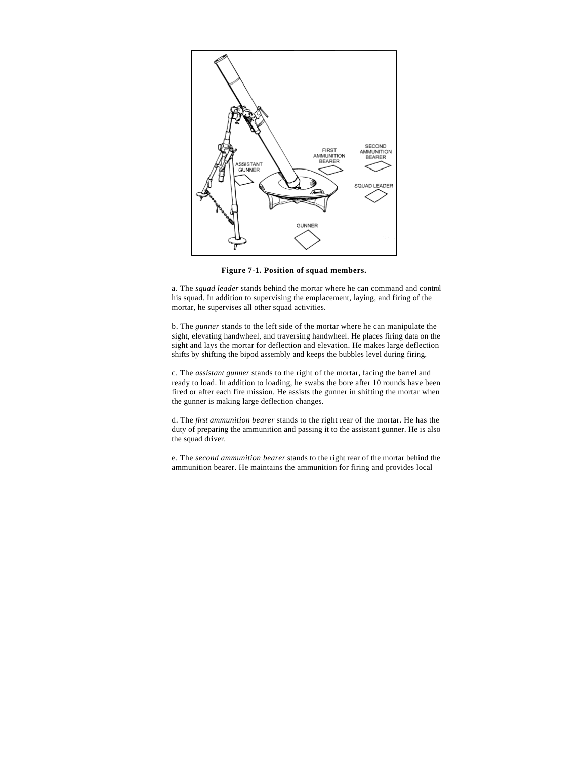**Figure 7-1. Position of squad members.**

a. The *squad leader* stands behind the mortar where he can command and control his squad. In addition to supervising the emplacement, laying, and firing of the mortar, he supervises all other squad activities.

b. The *gunner* stands to the left side of the mortar where he can manipulate the sight, elevating handwheel, and traversing handwheel. He places firing data on the sight and lays the mortar for deflection and elevation. He makes large deflection shifts by shifting the bipod assembly and keeps the bubbles level during firing.

c. The *assistant gunner* stands to the right of the mortar, facing the barrel and ready to load. In addition to loading, he swabs the bore after 10 rounds have been fired or after each fire mission. He assists the gunner in shifting the mortar when the gunner is making large deflection changes.

d. The *first ammunition bearer* stands to the right rear of the mortar. He has the duty of preparing the ammunition and passing it to the assistant gunner. He is also the squad driver.

e. The *second ammunition bearer* stands to the right rear of the mortar behind the ammunition bearer. He maintains the ammunition for firing and provides local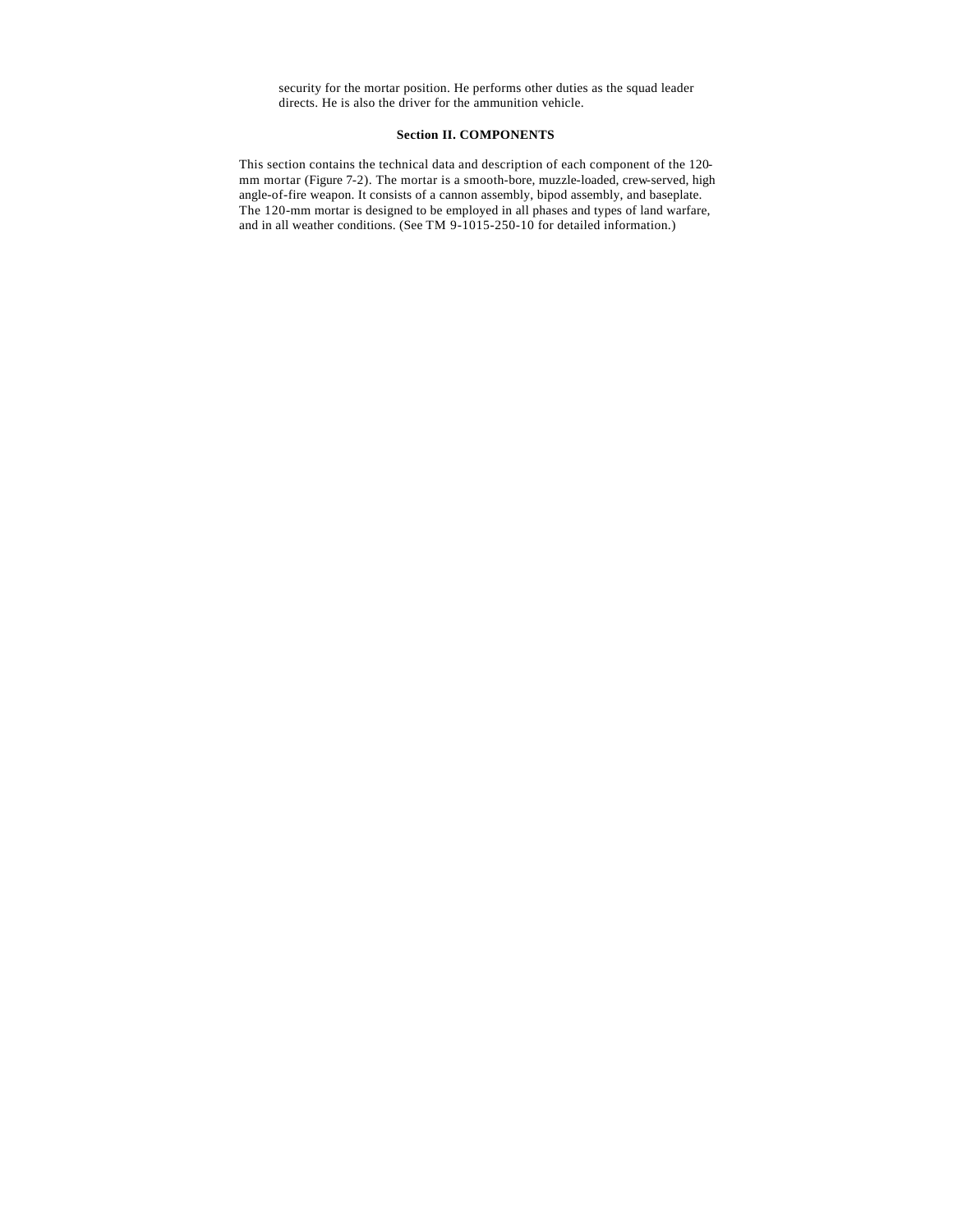security for the mortar position. He performs other duties as the squad leader directs. He is also the driver for the ammunition vehicle.

## Section II. COMPONENTS

This section contains the technical data and description of each component of the 120-mm mortar (Figure 7-2). The mortar is a smooth-bore, muzzle-loaded, crew-served, high angle-of-fire weapon. It consists of a cannon assembly, bipod assembly, and baseplate. The 120-mm mortar is designed to be employed in all phases and types of land warfare, and in all weather conditions. (See TM 9-1015-250-10 for detailed information.)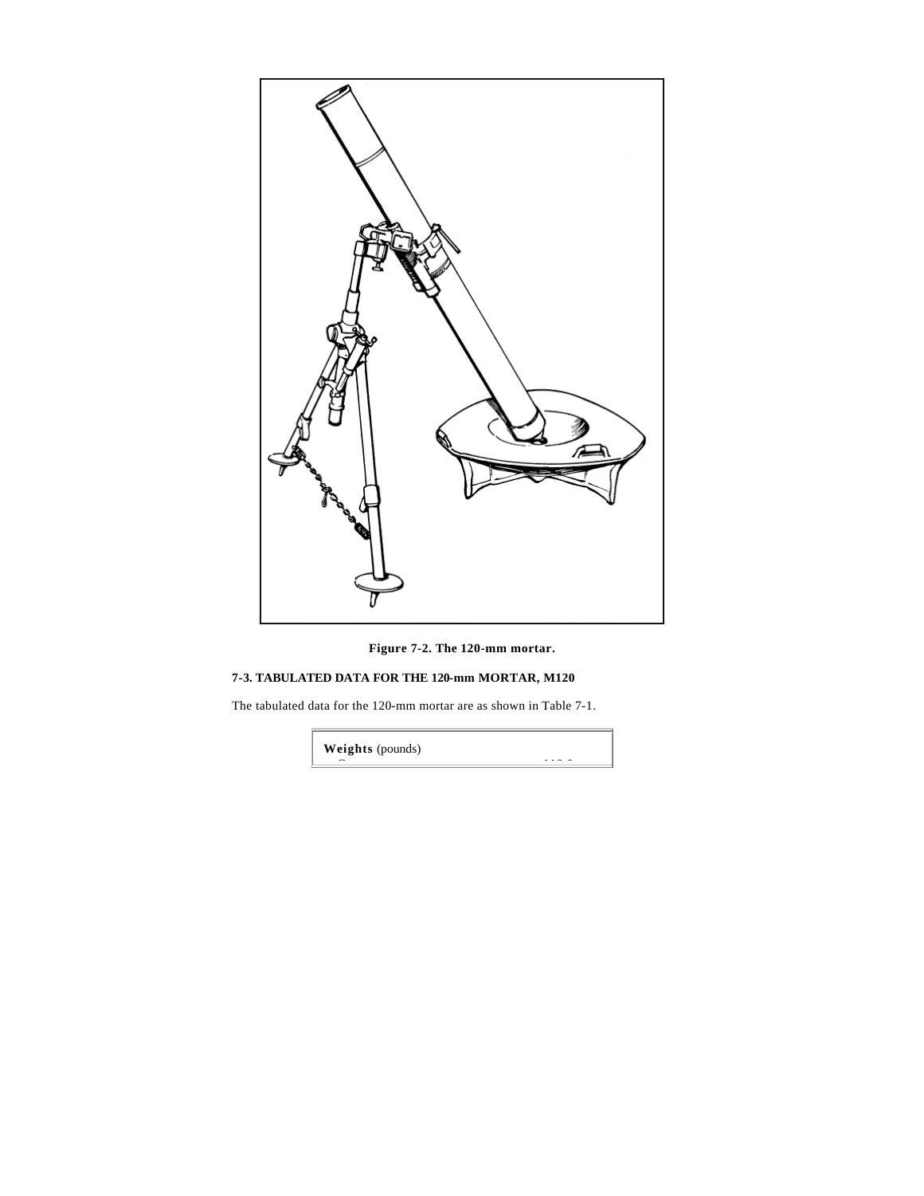Figure 7-2. The 120-mm mortar.

### 7-3. TABULATED DATA FOR THE 120-mm MORTAR, M120

The tabulated data for the 120-mm mortar are as shown in Table 7-1.

| **Weights** (pounds) |
| --- |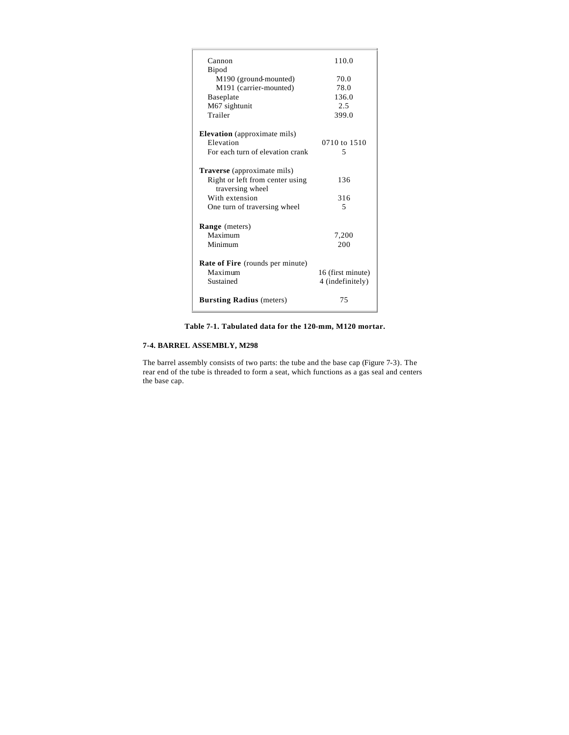| | |
|---|---|
| Cannon | 110.0 |
| Bipod | |
| M190 (ground-mounted) | 70.0 |
| M191 (carrier-mounted) | 78.0 |
| Baseplate | 136.0 |
| M67 sightunit | 2.5 |
| Trailer | 399.0 |
| **Elevation** (approximate mils) | |
| Elevation | 0710 to 1510 |
| For each turn of elevation crank | 5 |
| **Traverse** (approximate mils) | |
| Right or left from center using traversing wheel | 136 |
| With extension | 316 |
| One turn of traversing wheel | 5 |
| **Range** (meters) | |
| Maximum | 7,200 |
| Minimum | 200 |
| **Rate of Fire** (rounds per minute) | |
| Maximum | 16 (first minute) |
| Sustained | 4 (indefinitely) |
| **Bursting Radius** (meters) | 75 |

**Table 7-1. Tabulated data for the 120-mm, M120 mortar.**

### 7-4. BARREL ASSEMBLY, M298

The barrel assembly consists of two parts: the tube and the base cap (Figure 7-3). The rear end of the tube is threaded to form a seat, which functions as a gas seal and centers the base cap.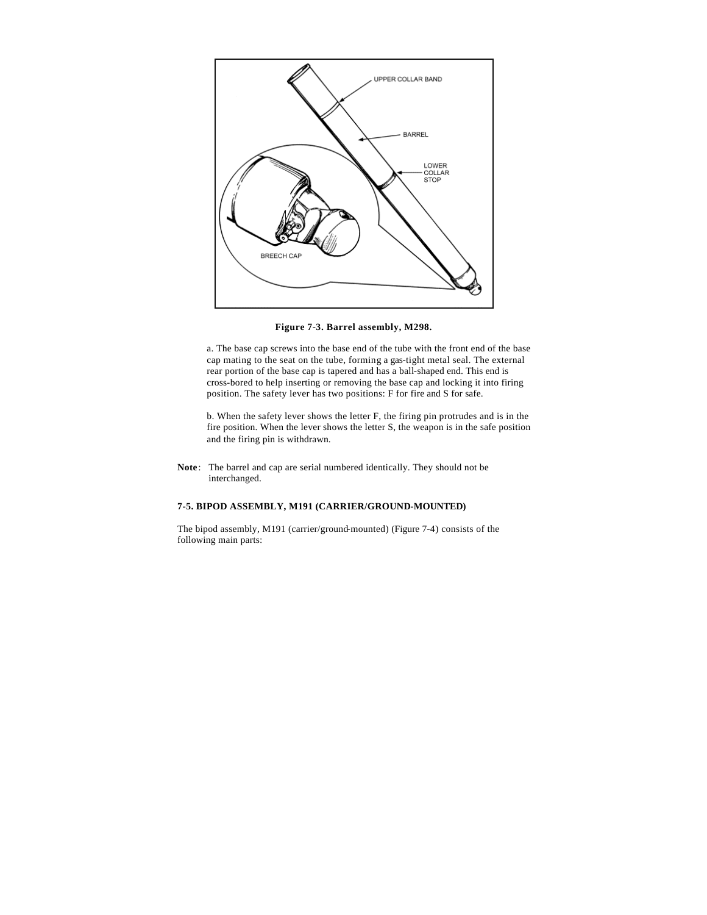Figure 7-3. Barrel assembly, M298.

a. The base cap screws into the base end of the tube with the front end of the base cap mating to the seat on the tube, forming a gas-tight metal seal. The external rear portion of the base cap is tapered and has a ball-shaped end. This end is cross-bored to help inserting or removing the base cap and locking it into firing position. The safety lever has two positions: F for fire and S for safe.

b. When the safety lever shows the letter F, the firing pin protrudes and is in the fire position. When the lever shows the letter S, the weapon is in the safe position and the firing pin is withdrawn.

**Note**: The barrel and cap are serial numbered identically. They should not be interchanged.

### 7-5. BIPOD ASSEMBLY, M191 (CARRIER/GROUND-MOUNTED)

The bipod assembly, M191 (carrier/ground-mounted) (Figure 7-4) consists of the following main parts: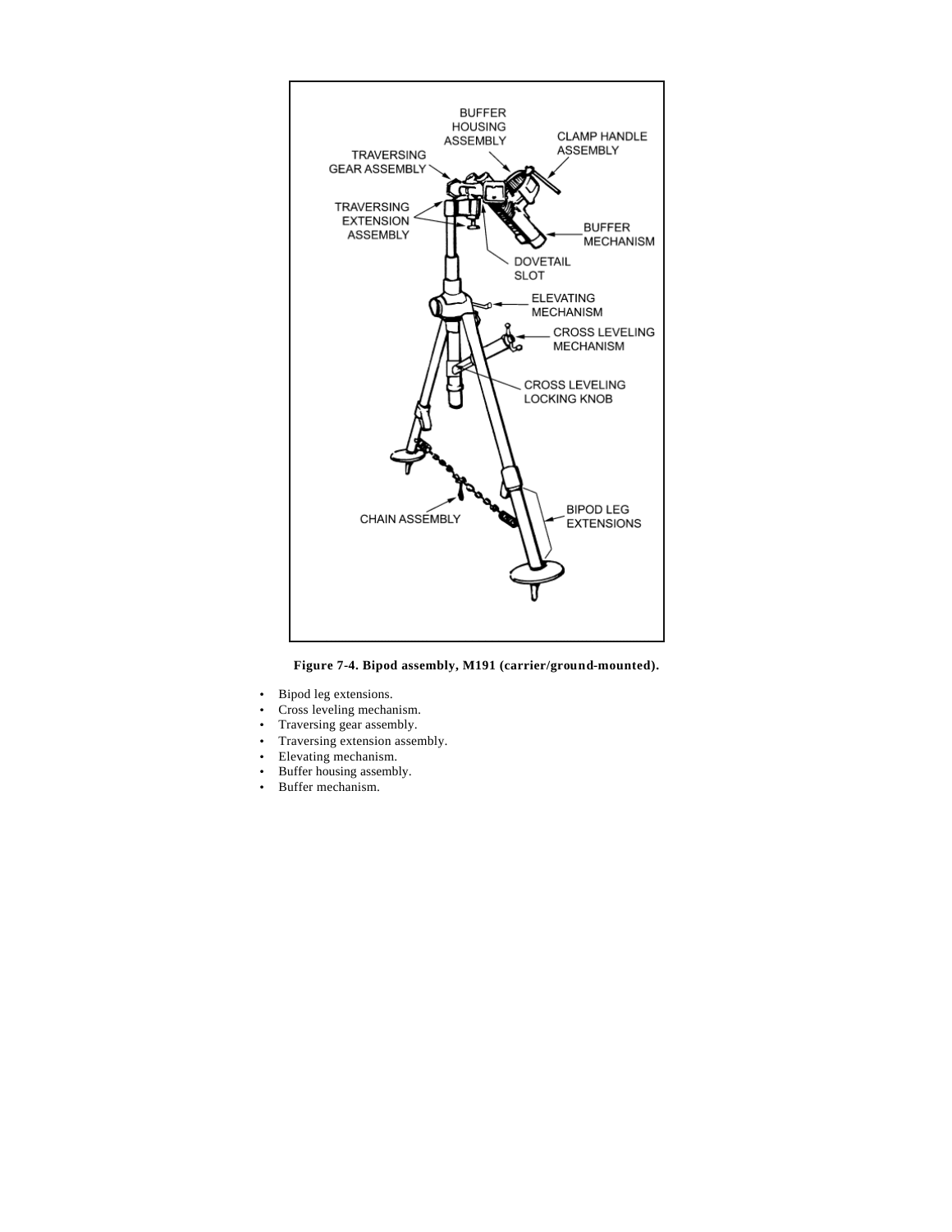**Figure 7-4. Bipod assembly, M191 (carrier/ground-mounted).**

- Bipod leg extensions.
- Cross leveling mechanism.
- Traversing gear assembly.
- Traversing extension assembly.
- Elevating mechanism.
- Buffer housing assembly.
- Buffer mechanism.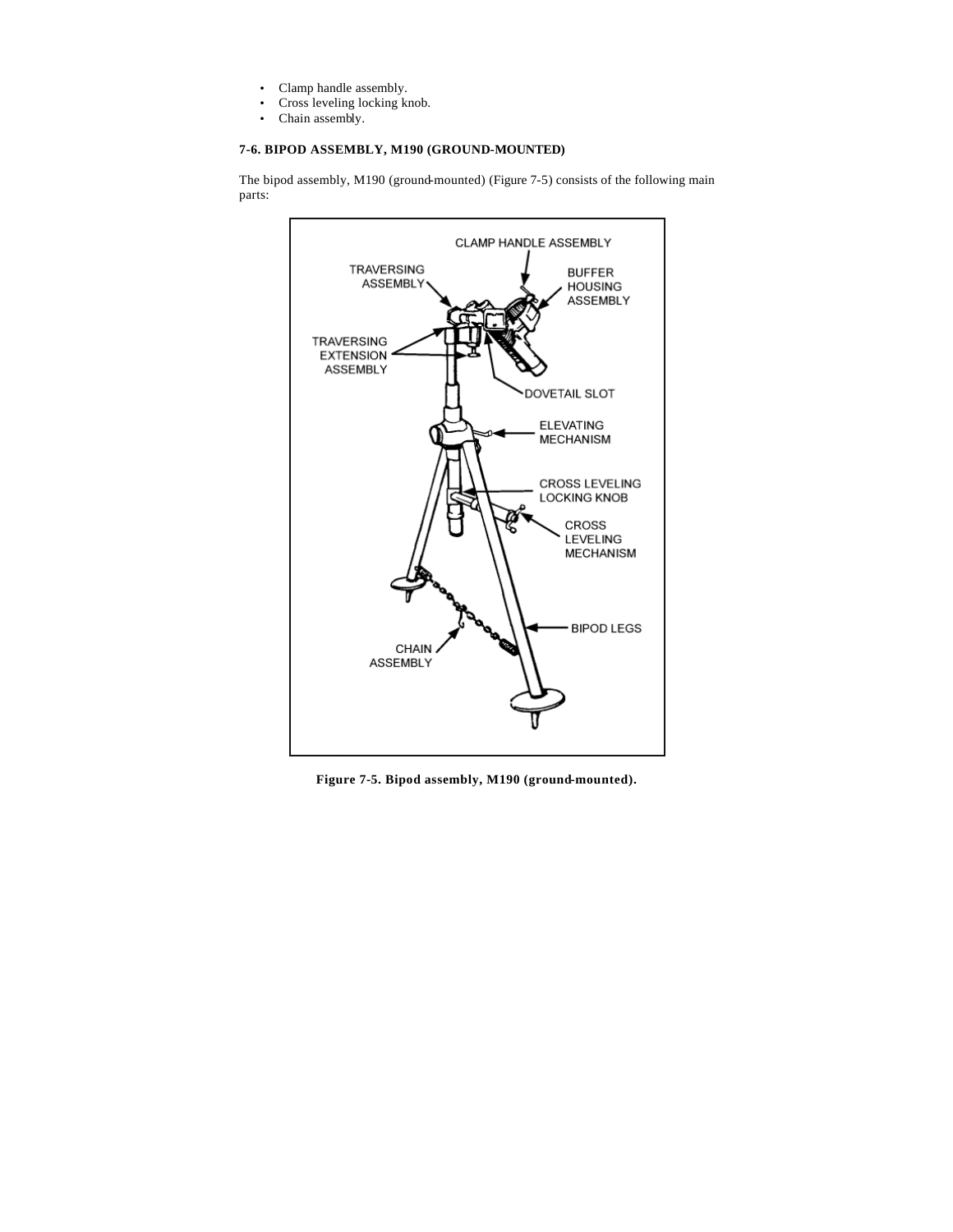- Clamp handle assembly.
- Cross leveling locking knob.
- Chain assembly.

**7-6. BIPOD ASSEMBLY, M190 (GROUND-MOUNTED)**

The bipod assembly, M190 (ground-mounted) (Figure 7-5) consists of the following main parts:

**Figure 7-5. Bipod assembly, M190 (ground-mounted).**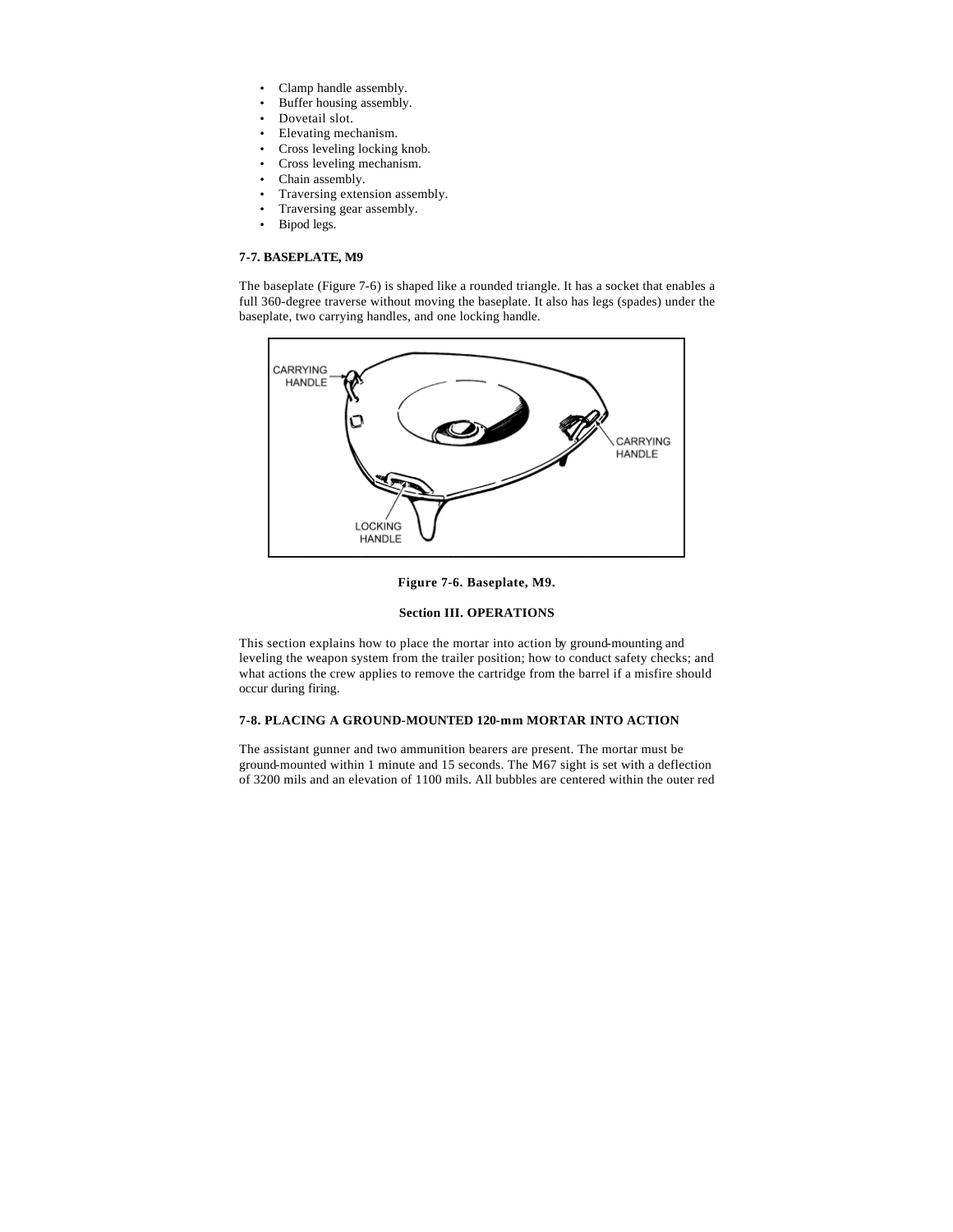- Clamp handle assembly.
- Buffer housing assembly.
- Dovetail slot.
- Elevating mechanism.
- Cross leveling locking knob.
- Cross leveling mechanism.
- Chain assembly.
- Traversing extension assembly.
- Traversing gear assembly.
- Bipod legs.

**7-7. BASEPLATE, M9**

The baseplate (Figure 7-6) is shaped like a rounded triangle. It has a socket that enables a full 360-degree traverse without moving the baseplate. It also has legs (spades) under the baseplate, two carrying handles, and one locking handle.

**Figure 7-6. Baseplate, M9.**

**Section III. OPERATIONS**

This section explains how to place the mortar into action by ground-mounting and leveling the weapon system from the trailer position; how to conduct safety checks; and what actions the crew applies to remove the cartridge from the barrel if a misfire should occur during firing.

**7-8. PLACING A GROUND-MOUNTED 120-mm MORTAR INTO ACTION**

The assistant gunner and two ammunition bearers are present. The mortar must be ground-mounted within 1 minute and 15 seconds. The M67 sight is set with a deflection of 3200 mils and an elevation of 1100 mils. All bubbles are centered within the outer red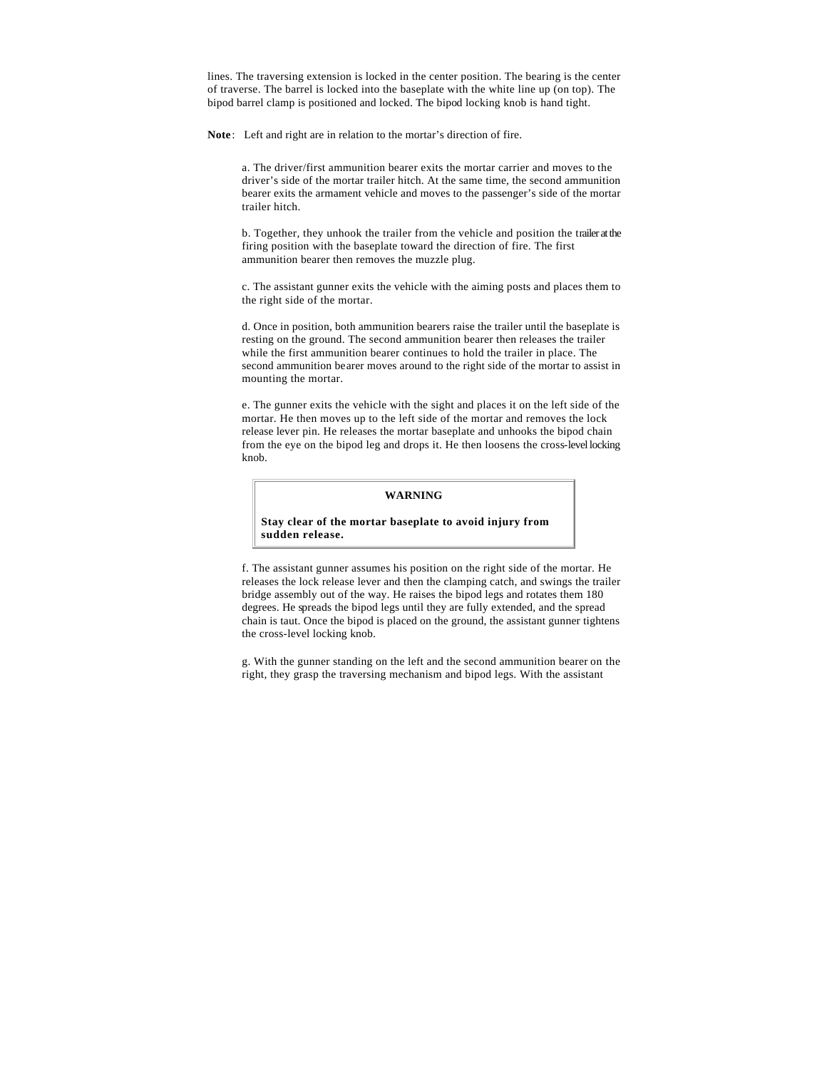lines. The traversing extension is locked in the center position. The bearing is the center of traverse. The barrel is locked into the baseplate with the white line up (on top). The bipod barrel clamp is positioned and locked. The bipod locking knob is hand tight.

**Note**: Left and right are in relation to the mortar's direction of fire.

a. The driver/first ammunition bearer exits the mortar carrier and moves to the driver's side of the mortar trailer hitch. At the same time, the second ammunition bearer exits the armament vehicle and moves to the passenger's side of the mortar trailer hitch.

b. Together, they unhook the trailer from the vehicle and position the trailer at the firing position with the baseplate toward the direction of fire. The first ammunition bearer then removes the muzzle plug.

c. The assistant gunner exits the vehicle with the aiming posts and places them to the right side of the mortar.

d. Once in position, both ammunition bearers raise the trailer until the baseplate is resting on the ground. The second ammunition bearer then releases the trailer while the first ammunition bearer continues to hold the trailer in place. The second ammunition bearer moves around to the right side of the mortar to assist in mounting the mortar.

e. The gunner exits the vehicle with the sight and places it on the left side of the mortar. He then moves up to the left side of the mortar and removes the lock release lever pin. He releases the mortar baseplate and unhooks the bipod chain from the eye on the bipod leg and drops it. He then loosens the cross-level locking knob.

> **WARNING**
>
> **Stay clear of the mortar baseplate to avoid injury from sudden release.**

f. The assistant gunner assumes his position on the right side of the mortar. He releases the lock release lever and then the clamping catch, and swings the trailer bridge assembly out of the way. He raises the bipod legs and rotates them 180 degrees. He spreads the bipod legs until they are fully extended, and the spread chain is taut. Once the bipod is placed on the ground, the assistant gunner tightens the cross-level locking knob.

g. With the gunner standing on the left and the second ammunition bearer on the right, they grasp the traversing mechanism and bipod legs. With the assistant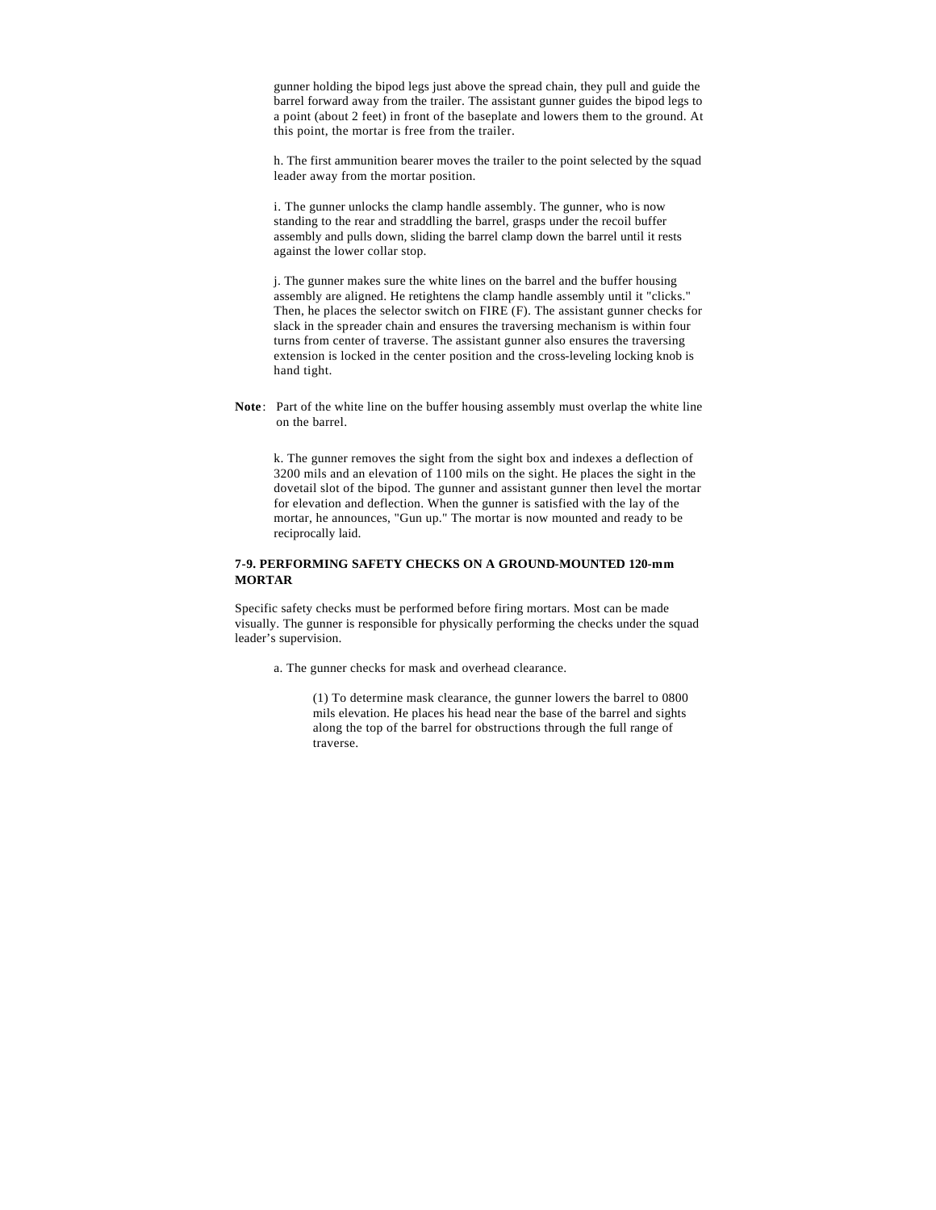gunner holding the bipod legs just above the spread chain, they pull and guide the barrel forward away from the trailer. The assistant gunner guides the bipod legs to a point (about 2 feet) in front of the baseplate and lowers them to the ground. At this point, the mortar is free from the trailer.

h. The first ammunition bearer moves the trailer to the point selected by the squad leader away from the mortar position.

i. The gunner unlocks the clamp handle assembly. The gunner, who is now standing to the rear and straddling the barrel, grasps under the recoil buffer assembly and pulls down, sliding the barrel clamp down the barrel until it rests against the lower collar stop.

j. The gunner makes sure the white lines on the barrel and the buffer housing assembly are aligned. He retightens the clamp handle assembly until it "clicks." Then, he places the selector switch on FIRE (F). The assistant gunner checks for slack in the spreader chain and ensures the traversing mechanism is within four turns from center of traverse. The assistant gunner also ensures the traversing extension is locked in the center position and the cross-leveling locking knob is hand tight.

**Note**: Part of the white line on the buffer housing assembly must overlap the white line on the barrel.

k. The gunner removes the sight from the sight box and indexes a deflection of 3200 mils and an elevation of 1100 mils on the sight. He places the sight in the dovetail slot of the bipod. The gunner and assistant gunner then level the mortar for elevation and deflection. When the gunner is satisfied with the lay of the mortar, he announces, "Gun up." The mortar is now mounted and ready to be reciprocally laid.

## 7-9. PERFORMING SAFETY CHECKS ON A GROUND-MOUNTED 120-mm MORTAR

Specific safety checks must be performed before firing mortars. Most can be made visually. The gunner is responsible for physically performing the checks under the squad leader's supervision.

a. The gunner checks for mask and overhead clearance.

(1) To determine mask clearance, the gunner lowers the barrel to 0800 mils elevation. He places his head near the base of the barrel and sights along the top of the barrel for obstructions through the full range of traverse.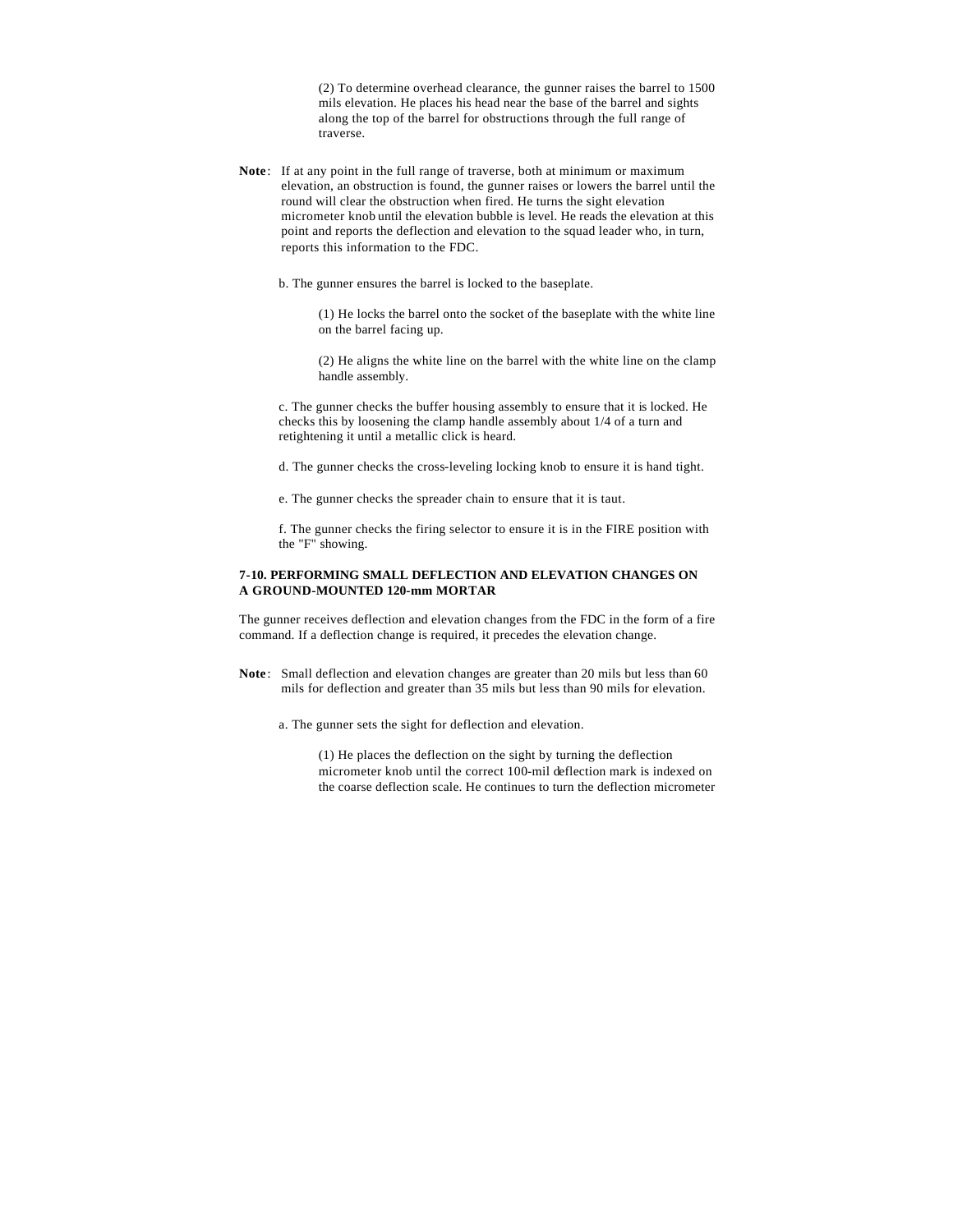(2) To determine overhead clearance, the gunner raises the barrel to 1500 mils elevation. He places his head near the base of the barrel and sights along the top of the barrel for obstructions through the full range of traverse.

**Note**: If at any point in the full range of traverse, both at minimum or maximum elevation, an obstruction is found, the gunner raises or lowers the barrel until the round will clear the obstruction when fired. He turns the sight elevation micrometer knob until the elevation bubble is level. He reads the elevation at this point and reports the deflection and elevation to the squad leader who, in turn, reports this information to the FDC.

b. The gunner ensures the barrel is locked to the baseplate.

(1) He locks the barrel onto the socket of the baseplate with the white line on the barrel facing up.

(2) He aligns the white line on the barrel with the white line on the clamp handle assembly.

c. The gunner checks the buffer housing assembly to ensure that it is locked. He checks this by loosening the clamp handle assembly about 1/4 of a turn and retightening it until a metallic click is heard.

d. The gunner checks the cross-leveling locking knob to ensure it is hand tight.

e. The gunner checks the spreader chain to ensure that it is taut.

f. The gunner checks the firing selector to ensure it is in the FIRE position with the "F" showing.

### 7-10. PERFORMING SMALL DEFLECTION AND ELEVATION CHANGES ON A GROUND-MOUNTED 120-mm MORTAR

The gunner receives deflection and elevation changes from the FDC in the form of a fire command. If a deflection change is required, it precedes the elevation change.

**Note**: Small deflection and elevation changes are greater than 20 mils but less than 60 mils for deflection and greater than 35 mils but less than 90 mils for elevation.

a. The gunner sets the sight for deflection and elevation.

(1) He places the deflection on the sight by turning the deflection micrometer knob until the correct 100-mil deflection mark is indexed on the coarse deflection scale. He continues to turn the deflection micrometer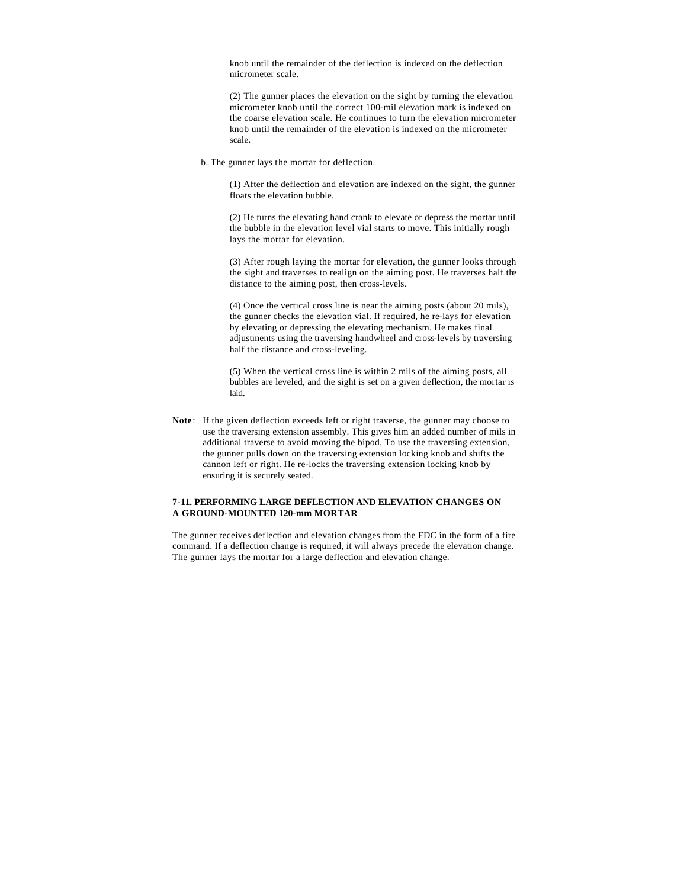knob until the remainder of the deflection is indexed on the deflection micrometer scale.

(2) The gunner places the elevation on the sight by turning the elevation micrometer knob until the correct 100-mil elevation mark is indexed on the coarse elevation scale. He continues to turn the elevation micrometer knob until the remainder of the elevation is indexed on the micrometer scale.

b. The gunner lays the mortar for deflection.

(1) After the deflection and elevation are indexed on the sight, the gunner floats the elevation bubble.

(2) He turns the elevating hand crank to elevate or depress the mortar until the bubble in the elevation level vial starts to move. This initially rough lays the mortar for elevation.

(3) After rough laying the mortar for elevation, the gunner looks through the sight and traverses to realign on the aiming post. He traverses half the distance to the aiming post, then cross-levels.

(4) Once the vertical cross line is near the aiming posts (about 20 mils), the gunner checks the elevation vial. If required, he re-lays for elevation by elevating or depressing the elevating mechanism. He makes final adjustments using the traversing handwheel and cross-levels by traversing half the distance and cross-leveling.

(5) When the vertical cross line is within 2 mils of the aiming posts, all bubbles are leveled, and the sight is set on a given deflection, the mortar is laid.

**Note**: If the given deflection exceeds left or right traverse, the gunner may choose to use the traversing extension assembly. This gives him an added number of mils in additional traverse to avoid moving the bipod. To use the traversing extension, the gunner pulls down on the traversing extension locking knob and shifts the cannon left or right. He re-locks the traversing extension locking knob by ensuring it is securely seated.

### 7-11. PERFORMING LARGE DEFLECTION AND ELEVATION CHANGES ON A GROUND-MOUNTED 120-mm MORTAR

The gunner receives deflection and elevation changes from the FDC in the form of a fire command. If a deflection change is required, it will always precede the elevation change. The gunner lays the mortar for a large deflection and elevation change.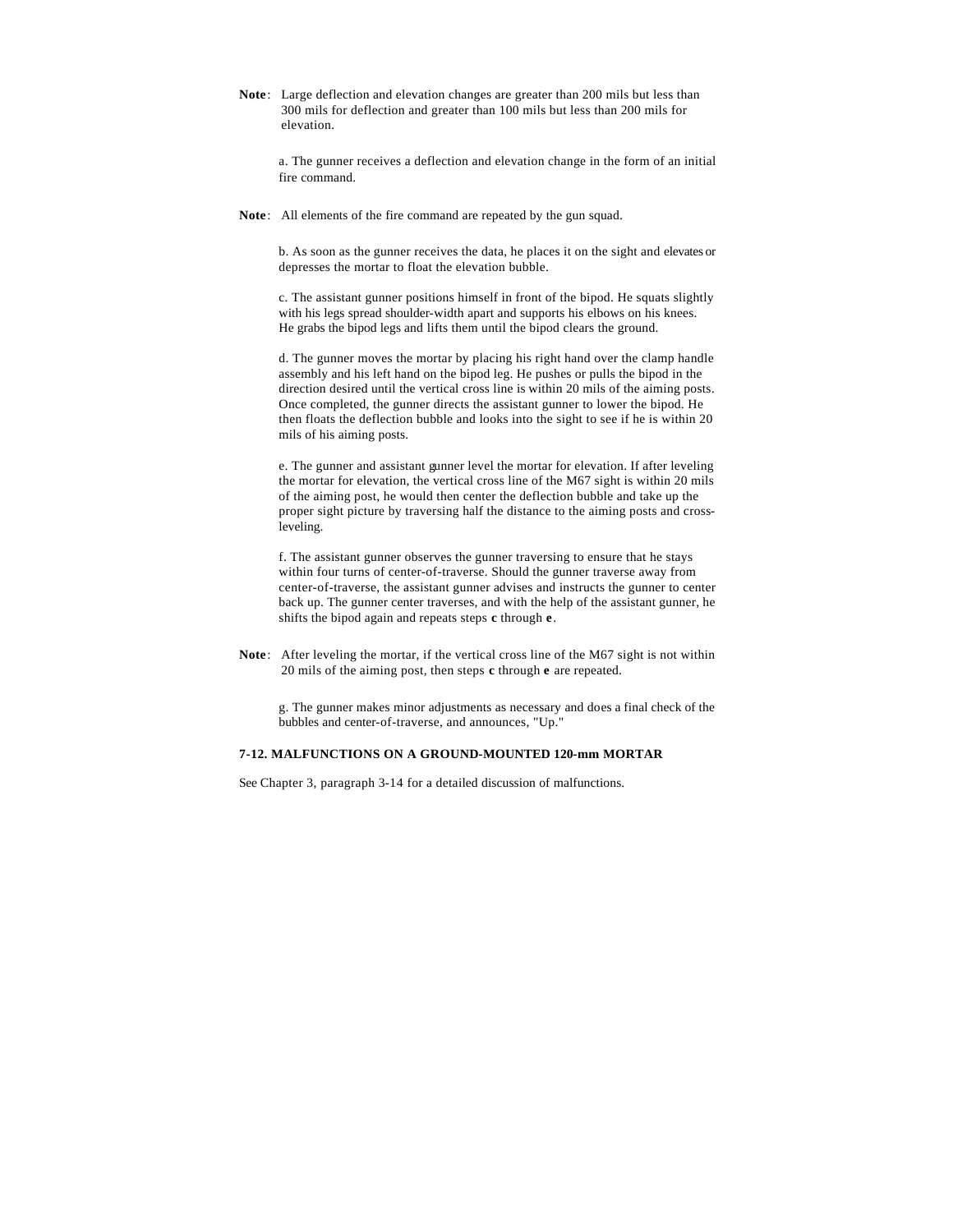**Note**: Large deflection and elevation changes are greater than 200 mils but less than 300 mils for deflection and greater than 100 mils but less than 200 mils for elevation.

a. The gunner receives a deflection and elevation change in the form of an initial fire command.

**Note**: All elements of the fire command are repeated by the gun squad.

b. As soon as the gunner receives the data, he places it on the sight and elevates or depresses the mortar to float the elevation bubble.

c. The assistant gunner positions himself in front of the bipod. He squats slightly with his legs spread shoulder-width apart and supports his elbows on his knees. He grabs the bipod legs and lifts them until the bipod clears the ground.

d. The gunner moves the mortar by placing his right hand over the clamp handle assembly and his left hand on the bipod leg. He pushes or pulls the bipod in the direction desired until the vertical cross line is within 20 mils of the aiming posts. Once completed, the gunner directs the assistant gunner to lower the bipod. He then floats the deflection bubble and looks into the sight to see if he is within 20 mils of his aiming posts.

e. The gunner and assistant gunner level the mortar for elevation. If after leveling the mortar for elevation, the vertical cross line of the M67 sight is within 20 mils of the aiming post, he would then center the deflection bubble and take up the proper sight picture by traversing half the distance to the aiming posts and cross-leveling.

f. The assistant gunner observes the gunner traversing to ensure that he stays within four turns of center-of-traverse. Should the gunner traverse away from center-of-traverse, the assistant gunner advises and instructs the gunner to center back up. The gunner center traverses, and with the help of the assistant gunner, he shifts the bipod again and repeats steps **c** through **e**.

**Note**: After leveling the mortar, if the vertical cross line of the M67 sight is not within 20 mils of the aiming post, then steps **c** through **e** are repeated.

g. The gunner makes minor adjustments as necessary and does a final check of the bubbles and center-of-traverse, and announces, "Up."

### 7-12. MALFUNCTIONS ON A GROUND-MOUNTED 120-mm MORTAR

See Chapter 3, paragraph 3-14 for a detailed discussion of malfunctions.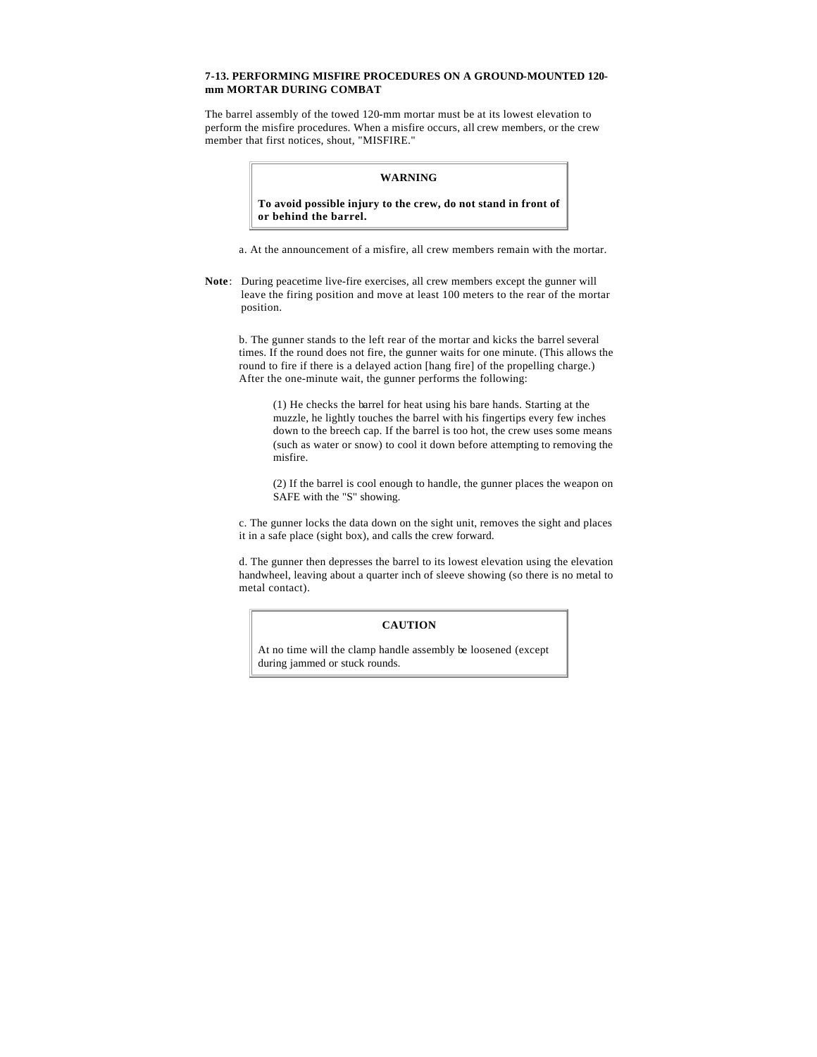### 7-13. PERFORMING MISFIRE PROCEDURES ON A GROUND-MOUNTED 120-mm MORTAR DURING COMBAT

The barrel assembly of the towed 120-mm mortar must be at its lowest elevation to perform the misfire procedures. When a misfire occurs, all crew members, or the crew member that first notices, shout, "MISFIRE."

> **WARNING**
>
> **To avoid possible injury to the crew, do not stand in front of or behind the barrel.**

a. At the announcement of a misfire, all crew members remain with the mortar.

**Note**: During peacetime live-fire exercises, all crew members except the gunner will leave the firing position and move at least 100 meters to the rear of the mortar position.

b. The gunner stands to the left rear of the mortar and kicks the barrel several times. If the round does not fire, the gunner waits for one minute. (This allows the round to fire if there is a delayed action [hang fire] of the propelling charge.) After the one-minute wait, the gunner performs the following:

(1) He checks the barrel for heat using his bare hands. Starting at the muzzle, he lightly touches the barrel with his fingertips every few inches down to the breech cap. If the barrel is too hot, the crew uses some means (such as water or snow) to cool it down before attempting to removing the misfire.

(2) If the barrel is cool enough to handle, the gunner places the weapon on SAFE with the "S" showing.

c. The gunner locks the data down on the sight unit, removes the sight and places it in a safe place (sight box), and calls the crew forward.

d. The gunner then depresses the barrel to its lowest elevation using the elevation handwheel, leaving about a quarter inch of sleeve showing (so there is no metal to metal contact).

> **CAUTION**
>
> At no time will the clamp handle assembly be loosened (except during jammed or stuck rounds.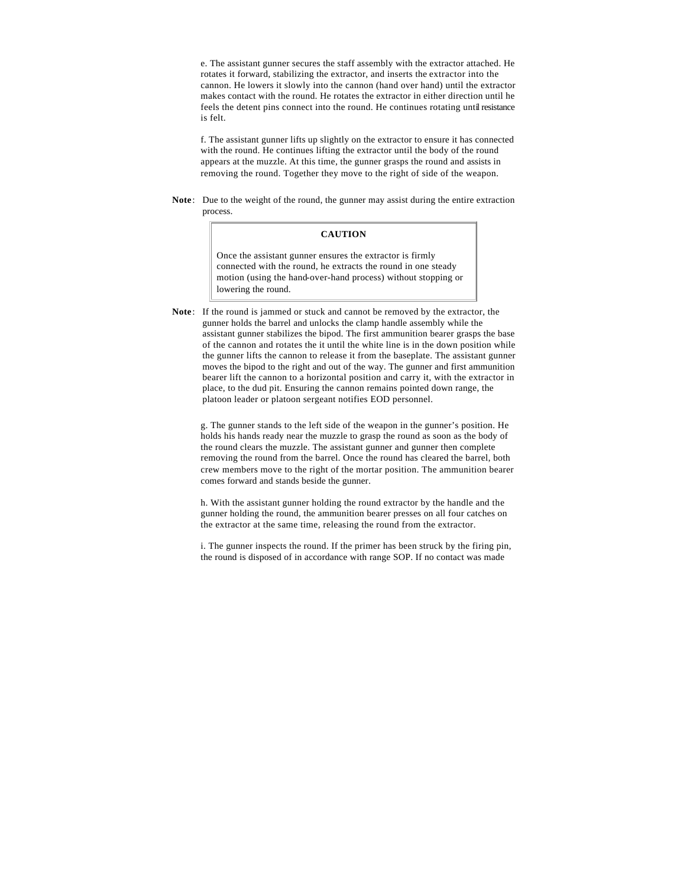e. The assistant gunner secures the staff assembly with the extractor attached. He rotates it forward, stabilizing the extractor, and inserts the extractor into the cannon. He lowers it slowly into the cannon (hand over hand) until the extractor makes contact with the round. He rotates the extractor in either direction until he feels the detent pins connect into the round. He continues rotating until resistance is felt.

f. The assistant gunner lifts up slightly on the extractor to ensure it has connected with the round. He continues lifting the extractor until the body of the round appears at the muzzle. At this time, the gunner grasps the round and assists in removing the round. Together they move to the right of side of the weapon.

**Note**: Due to the weight of the round, the gunner may assist during the entire extraction process.

> **CAUTION**
>
> Once the assistant gunner ensures the extractor is firmly connected with the round, he extracts the round in one steady motion (using the hand-over-hand process) without stopping or lowering the round.

**Note**: If the round is jammed or stuck and cannot be removed by the extractor, the gunner holds the barrel and unlocks the clamp handle assembly while the assistant gunner stabilizes the bipod. The first ammunition bearer grasps the base of the cannon and rotates the it until the white line is in the down position while the gunner lifts the cannon to release it from the baseplate. The assistant gunner moves the bipod to the right and out of the way. The gunner and first ammunition bearer lift the cannon to a horizontal position and carry it, with the extractor in place, to the dud pit. Ensuring the cannon remains pointed down range, the platoon leader or platoon sergeant notifies EOD personnel.

g. The gunner stands to the left side of the weapon in the gunner's position. He holds his hands ready near the muzzle to grasp the round as soon as the body of the round clears the muzzle. The assistant gunner and gunner then complete removing the round from the barrel. Once the round has cleared the barrel, both crew members move to the right of the mortar position. The ammunition bearer comes forward and stands beside the gunner.

h. With the assistant gunner holding the round extractor by the handle and the gunner holding the round, the ammunition bearer presses on all four catches on the extractor at the same time, releasing the round from the extractor.

i. The gunner inspects the round. If the primer has been struck by the firing pin, the round is disposed of in accordance with range SOP. If no contact was made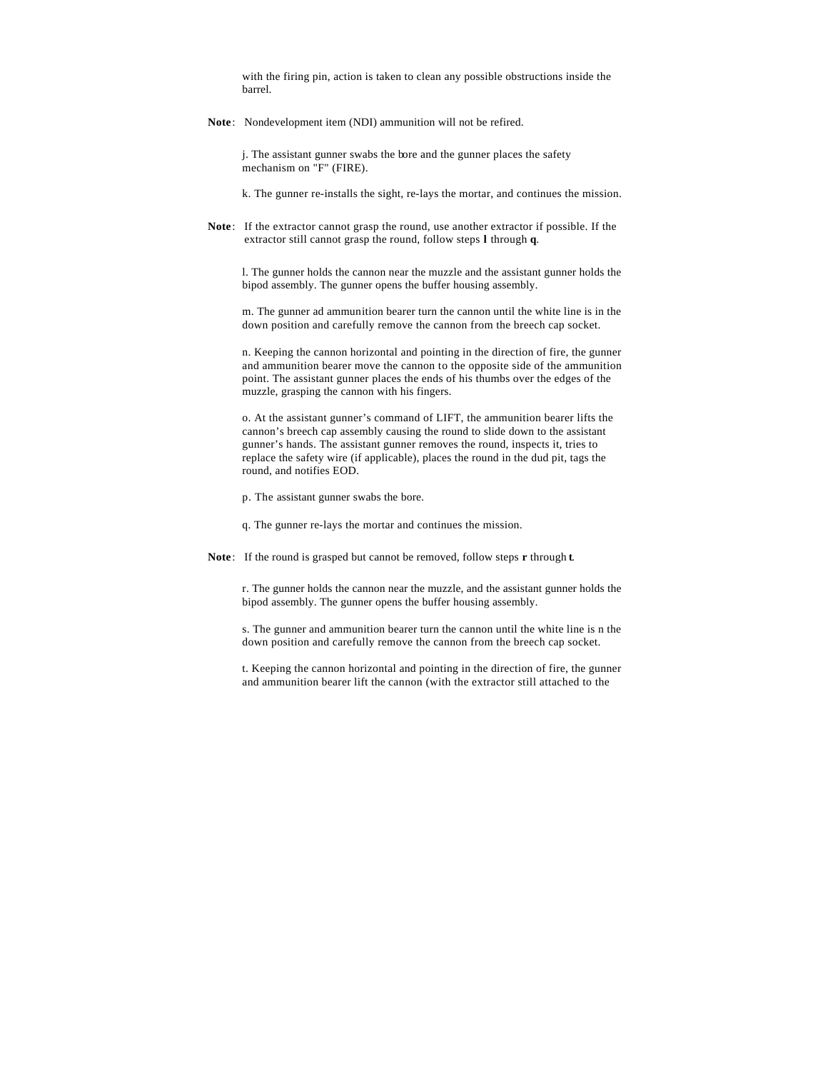with the firing pin, action is taken to clean any possible obstructions inside the barrel.

**Note**: Nondevelopment item (NDI) ammunition will not be refired.

j. The assistant gunner swabs the bore and the gunner places the safety mechanism on "F" (FIRE).

k. The gunner re-installs the sight, re-lays the mortar, and continues the mission.

**Note**: If the extractor cannot grasp the round, use another extractor if possible. If the extractor still cannot grasp the round, follow steps **l** through **q**.

l. The gunner holds the cannon near the muzzle and the assistant gunner holds the bipod assembly. The gunner opens the buffer housing assembly.

m. The gunner ad ammunition bearer turn the cannon until the white line is in the down position and carefully remove the cannon from the breech cap socket.

n. Keeping the cannon horizontal and pointing in the direction of fire, the gunner and ammunition bearer move the cannon to the opposite side of the ammunition point. The assistant gunner places the ends of his thumbs over the edges of the muzzle, grasping the cannon with his fingers.

o. At the assistant gunner's command of LIFT, the ammunition bearer lifts the cannon's breech cap assembly causing the round to slide down to the assistant gunner's hands. The assistant gunner removes the round, inspects it, tries to replace the safety wire (if applicable), places the round in the dud pit, tags the round, and notifies EOD.

p. The assistant gunner swabs the bore.

q. The gunner re-lays the mortar and continues the mission.

**Note**: If the round is grasped but cannot be removed, follow steps **r** through **t**.

r. The gunner holds the cannon near the muzzle, and the assistant gunner holds the bipod assembly. The gunner opens the buffer housing assembly.

s. The gunner and ammunition bearer turn the cannon until the white line is n the down position and carefully remove the cannon from the breech cap socket.

t. Keeping the cannon horizontal and pointing in the direction of fire, the gunner and ammunition bearer lift the cannon (with the extractor still attached to the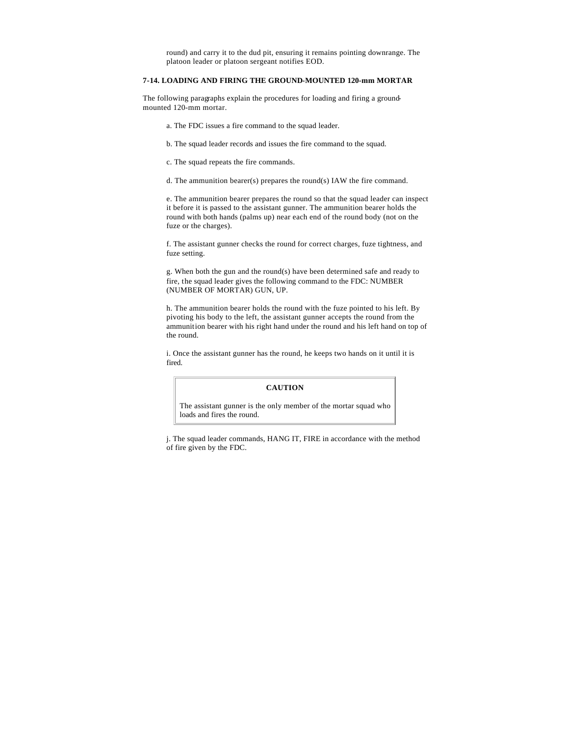round) and carry it to the dud pit, ensuring it remains pointing downrange. The platoon leader or platoon sergeant notifies EOD.

### 7-14. LOADING AND FIRING THE GROUND-MOUNTED 120-mm MORTAR

The following paragraphs explain the procedures for loading and firing a ground-mounted 120-mm mortar.

a. The FDC issues a fire command to the squad leader.

b. The squad leader records and issues the fire command to the squad.

c. The squad repeats the fire commands.

d. The ammunition bearer(s) prepares the round(s) IAW the fire command.

e. The ammunition bearer prepares the round so that the squad leader can inspect it before it is passed to the assistant gunner. The ammunition bearer holds the round with both hands (palms up) near each end of the round body (not on the fuze or the charges).

f. The assistant gunner checks the round for correct charges, fuze tightness, and fuze setting.

g. When both the gun and the round(s) have been determined safe and ready to fire, the squad leader gives the following command to the FDC: NUMBER (NUMBER OF MORTAR) GUN, UP.

h. The ammunition bearer holds the round with the fuze pointed to his left. By pivoting his body to the left, the assistant gunner accepts the round from the ammunition bearer with his right hand under the round and his left hand on top of the round.

i. Once the assistant gunner has the round, he keeps two hands on it until it is fired.

> **CAUTION**
>
> The assistant gunner is the only member of the mortar squad who loads and fires the round.

j. The squad leader commands, HANG IT, FIRE in accordance with the method of fire given by the FDC.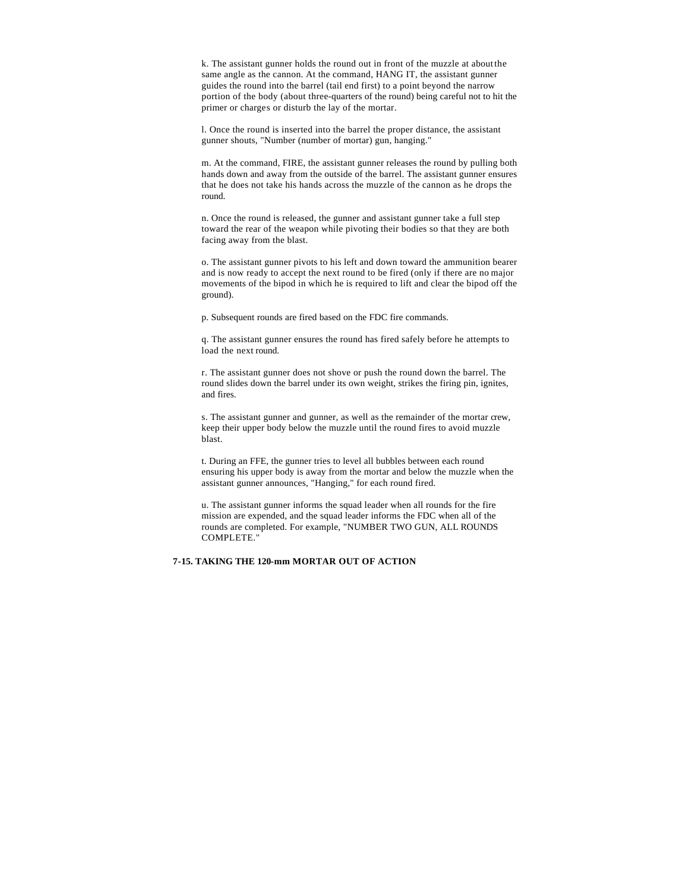k. The assistant gunner holds the round out in front of the muzzle at about the same angle as the cannon. At the command, HANG IT, the assistant gunner guides the round into the barrel (tail end first) to a point beyond the narrow portion of the body (about three-quarters of the round) being careful not to hit the primer or charges or disturb the lay of the mortar.

l. Once the round is inserted into the barrel the proper distance, the assistant gunner shouts, "Number (number of mortar) gun, hanging."

m. At the command, FIRE, the assistant gunner releases the round by pulling both hands down and away from the outside of the barrel. The assistant gunner ensures that he does not take his hands across the muzzle of the cannon as he drops the round.

n. Once the round is released, the gunner and assistant gunner take a full step toward the rear of the weapon while pivoting their bodies so that they are both facing away from the blast.

o. The assistant gunner pivots to his left and down toward the ammunition bearer and is now ready to accept the next round to be fired (only if there are no major movements of the bipod in which he is required to lift and clear the bipod off the ground).

p. Subsequent rounds are fired based on the FDC fire commands.

q. The assistant gunner ensures the round has fired safely before he attempts to load the next round.

r. The assistant gunner does not shove or push the round down the barrel. The round slides down the barrel under its own weight, strikes the firing pin, ignites, and fires.

s. The assistant gunner and gunner, as well as the remainder of the mortar crew, keep their upper body below the muzzle until the round fires to avoid muzzle blast.

t. During an FFE, the gunner tries to level all bubbles between each round ensuring his upper body is away from the mortar and below the muzzle when the assistant gunner announces, "Hanging," for each round fired.

u. The assistant gunner informs the squad leader when all rounds for the fire mission are expended, and the squad leader informs the FDC when all of the rounds are completed. For example, "NUMBER TWO GUN, ALL ROUNDS COMPLETE."

## 7-15. TAKING THE 120-mm MORTAR OUT OF ACTION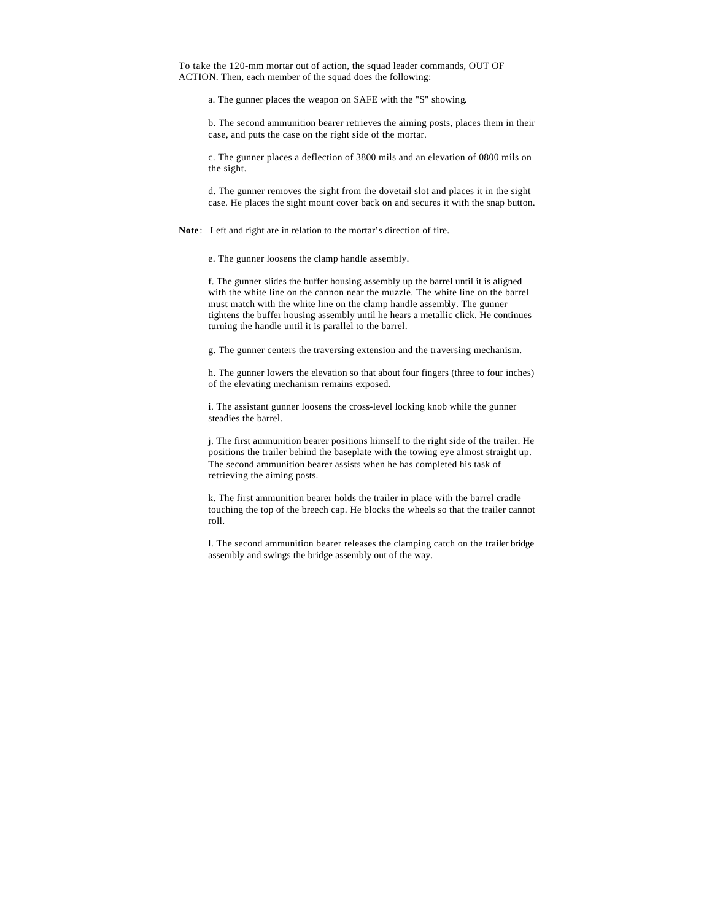To take the 120-mm mortar out of action, the squad leader commands, OUT OF ACTION. Then, each member of the squad does the following:

a. The gunner places the weapon on SAFE with the "S" showing.

b. The second ammunition bearer retrieves the aiming posts, places them in their case, and puts the case on the right side of the mortar.

c. The gunner places a deflection of 3800 mils and an elevation of 0800 mils on the sight.

d. The gunner removes the sight from the dovetail slot and places it in the sight case. He places the sight mount cover back on and secures it with the snap button.

**Note**: Left and right are in relation to the mortar's direction of fire.

e. The gunner loosens the clamp handle assembly.

f. The gunner slides the buffer housing assembly up the barrel until it is aligned with the white line on the cannon near the muzzle. The white line on the barrel must match with the white line on the clamp handle assembly. The gunner tightens the buffer housing assembly until he hears a metallic click. He continues turning the handle until it is parallel to the barrel.

g. The gunner centers the traversing extension and the traversing mechanism.

h. The gunner lowers the elevation so that about four fingers (three to four inches) of the elevating mechanism remains exposed.

i. The assistant gunner loosens the cross-level locking knob while the gunner steadies the barrel.

j. The first ammunition bearer positions himself to the right side of the trailer. He positions the trailer behind the baseplate with the towing eye almost straight up. The second ammunition bearer assists when he has completed his task of retrieving the aiming posts.

k. The first ammunition bearer holds the trailer in place with the barrel cradle touching the top of the breech cap. He blocks the wheels so that the trailer cannot roll.

l. The second ammunition bearer releases the clamping catch on the trailer bridge assembly and swings the bridge assembly out of the way.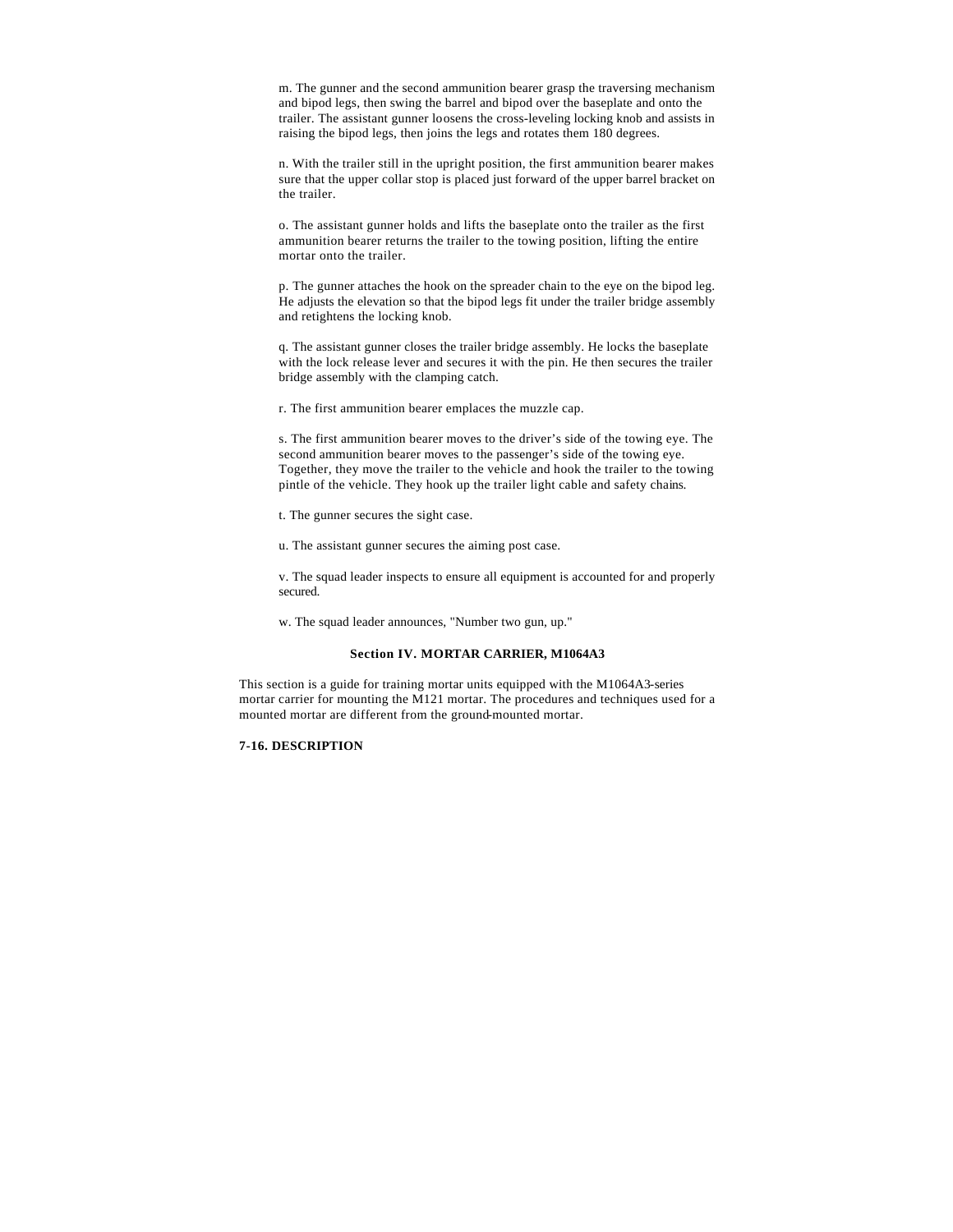m. The gunner and the second ammunition bearer grasp the traversing mechanism and bipod legs, then swing the barrel and bipod over the baseplate and onto the trailer. The assistant gunner loosens the cross-leveling locking knob and assists in raising the bipod legs, then joins the legs and rotates them 180 degrees.

n. With the trailer still in the upright position, the first ammunition bearer makes sure that the upper collar stop is placed just forward of the upper barrel bracket on the trailer.

o. The assistant gunner holds and lifts the baseplate onto the trailer as the first ammunition bearer returns the trailer to the towing position, lifting the entire mortar onto the trailer.

p. The gunner attaches the hook on the spreader chain to the eye on the bipod leg. He adjusts the elevation so that the bipod legs fit under the trailer bridge assembly and retightens the locking knob.

q. The assistant gunner closes the trailer bridge assembly. He locks the baseplate with the lock release lever and secures it with the pin. He then secures the trailer bridge assembly with the clamping catch.

r. The first ammunition bearer emplaces the muzzle cap.

s. The first ammunition bearer moves to the driver's side of the towing eye. The second ammunition bearer moves to the passenger's side of the towing eye. Together, they move the trailer to the vehicle and hook the trailer to the towing pintle of the vehicle. They hook up the trailer light cable and safety chains.

t. The gunner secures the sight case.

u. The assistant gunner secures the aiming post case.

v. The squad leader inspects to ensure all equipment is accounted for and properly secured.

w. The squad leader announces, "Number two gun, up."

## Section IV. MORTAR CARRIER, M1064A3

This section is a guide for training mortar units equipped with the M1064A3-series mortar carrier for mounting the M121 mortar. The procedures and techniques used for a mounted mortar are different from the ground-mounted mortar.

### 7-16. DESCRIPTION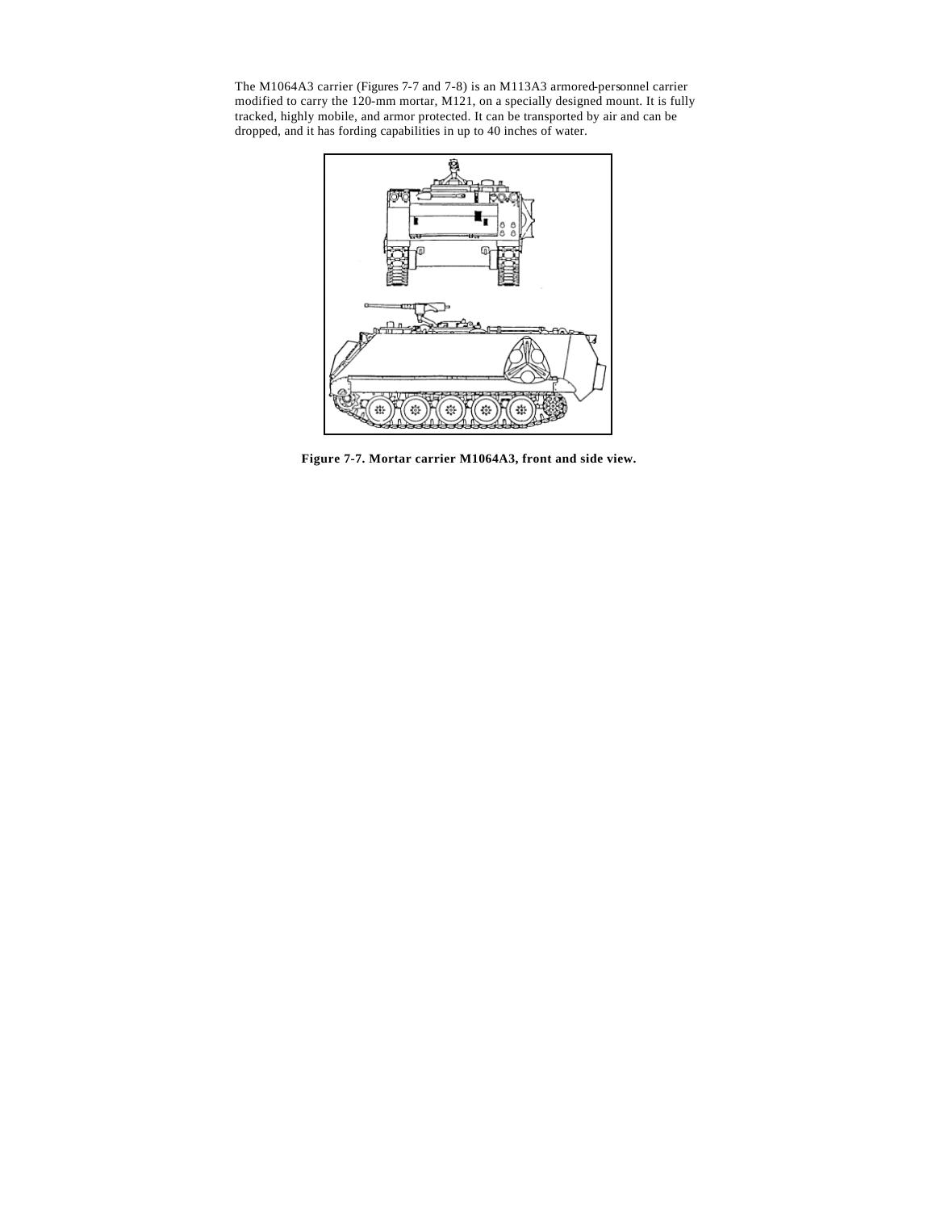The M1064A3 carrier (Figures 7-7 and 7-8) is an M113A3 armored-personnel carrier modified to carry the 120-mm mortar, M121, on a specially designed mount. It is fully tracked, highly mobile, and armor protected. It can be transported by air and can be dropped, and it has fording capabilities in up to 40 inches of water.

**Figure 7-7. Mortar carrier M1064A3, front and side view.**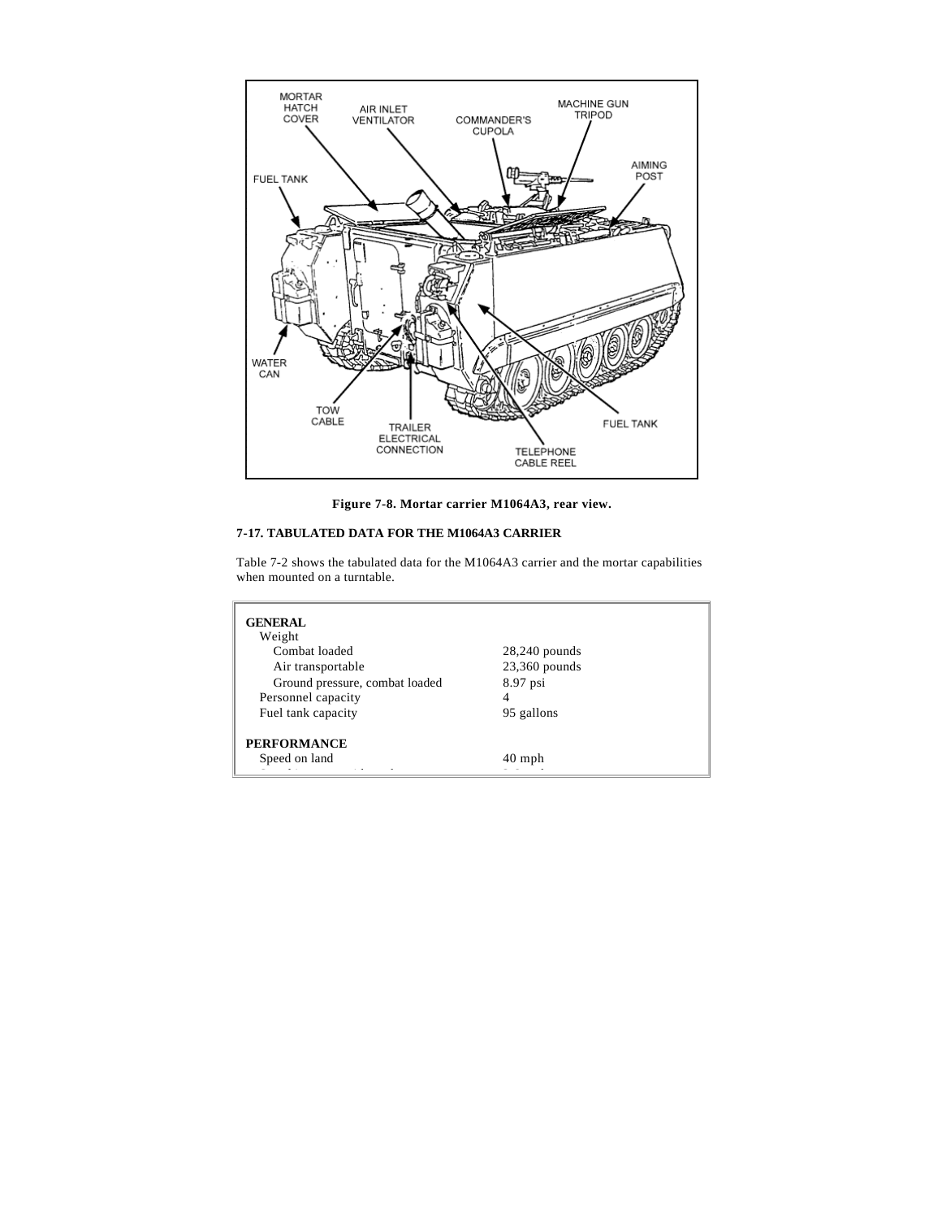MORTAR HATCH COVER

AIR INLET VENTILATOR

COMMANDER'S CUPOLA

MACHINE GUN TRIPOD

AIMING POST

FUEL TANK

WATER CAN

TOW CABLE

TRAILER ELECTRICAL CONNECTION

TELEPHONE CABLE REEL

FUEL TANK

**Figure 7-8. Mortar carrier M1064A3, rear view.**

## 7-17. TABULATED DATA FOR THE M1064A3 CARRIER

Table 7-2 shows the tabulated data for the M1064A3 carrier and the mortar capabilities when mounted on a turntable.

| | |
|---|---|
| **GENERAL** | |
| Weight | |
| Combat loaded | 28,240 pounds |
| Air transportable | 23,360 pounds |
| Ground pressure, combat loaded | 8.97 psi |
| Personnel capacity | 4 |
| Fuel tank capacity | 95 gallons |
| **PERFORMANCE** | |
| Speed on land | 40 mph |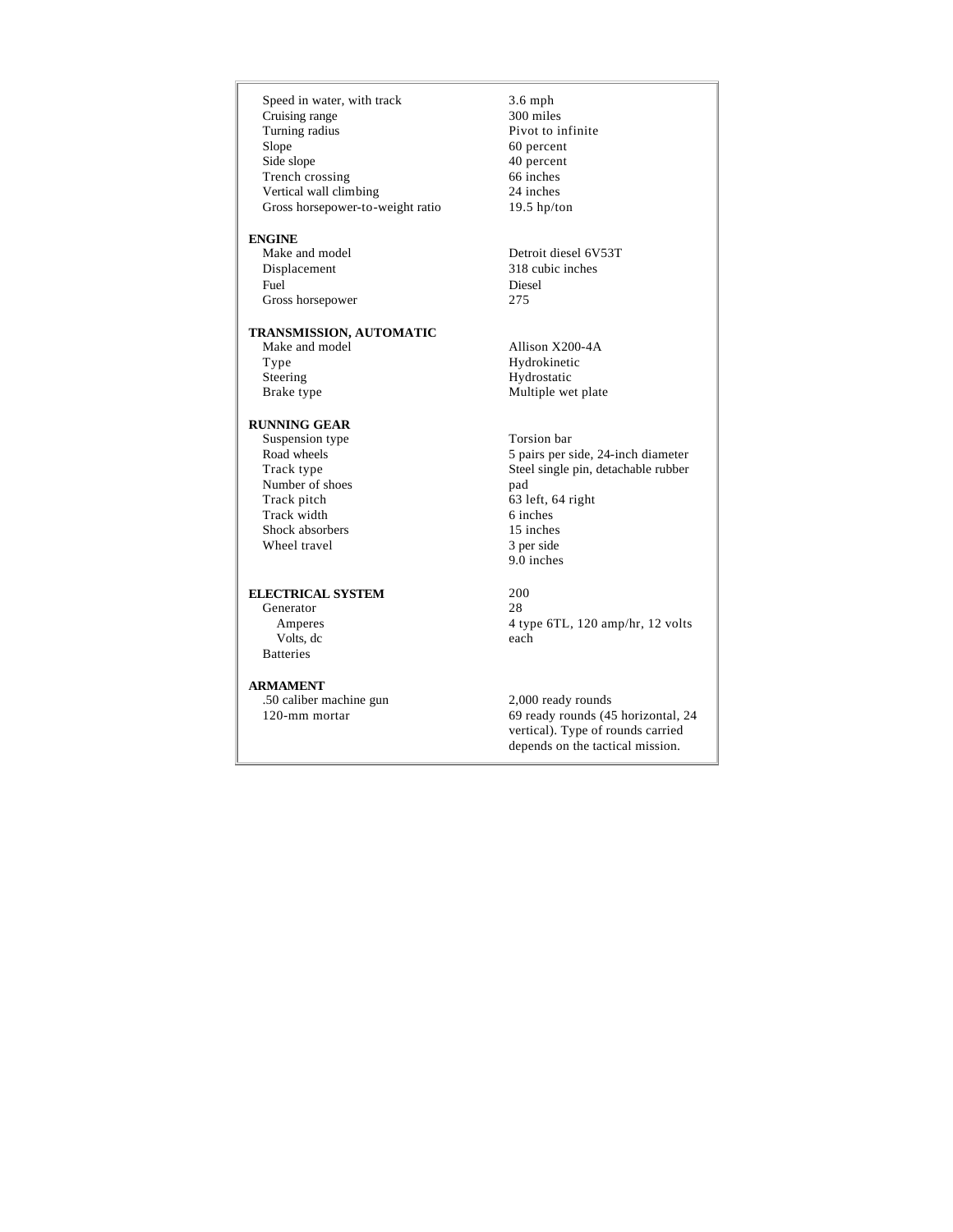| | |
|---|---|
| Speed in water, with track | 3.6 mph |
| Cruising range | 300 miles |
| Turning radius | Pivot to infinite |
| Slope | 60 percent |
| Side slope | 40 percent |
| Trench crossing | 66 inches |
| Vertical wall climbing | 24 inches |
| Gross horsepower-to-weight ratio | 19.5 hp/ton |
| **ENGINE** | |
| Make and model | Detroit diesel 6V53T |
| Displacement | 318 cubic inches |
| Fuel | Diesel |
| Gross horsepower | 275 |
| **TRANSMISSION, AUTOMATIC** | |
| Make and model | Allison X200-4A |
| Type | Hydrokinetic |
| Steering | Hydrostatic |
| Brake type | Multiple wet plate |
| **RUNNING GEAR** | |
| Suspension type | Torsion bar |
| Road wheels | 5 pairs per side, 24-inch diameter |
| Track type | Steel single pin, detachable rubber pad |
| Number of shoes | 63 left, 64 right |
| Track pitch | 6 inches |
| Track width | 15 inches |
| Shock absorbers | 3 per side |
| Wheel travel | 9.0 inches |
| **ELECTRICAL SYSTEM** | |
| Generator | |
| Amperes | 200 |
| Volts, dc | 28 |
| Batteries | 4 type 6TL, 120 amp/hr, 12 volts each |
| **ARMAMENT** | |
| .50 caliber machine gun | 2,000 ready rounds |
| 120-mm mortar | 69 ready rounds (45 horizontal, 24 vertical). Type of rounds carried depends on the tactical mission. |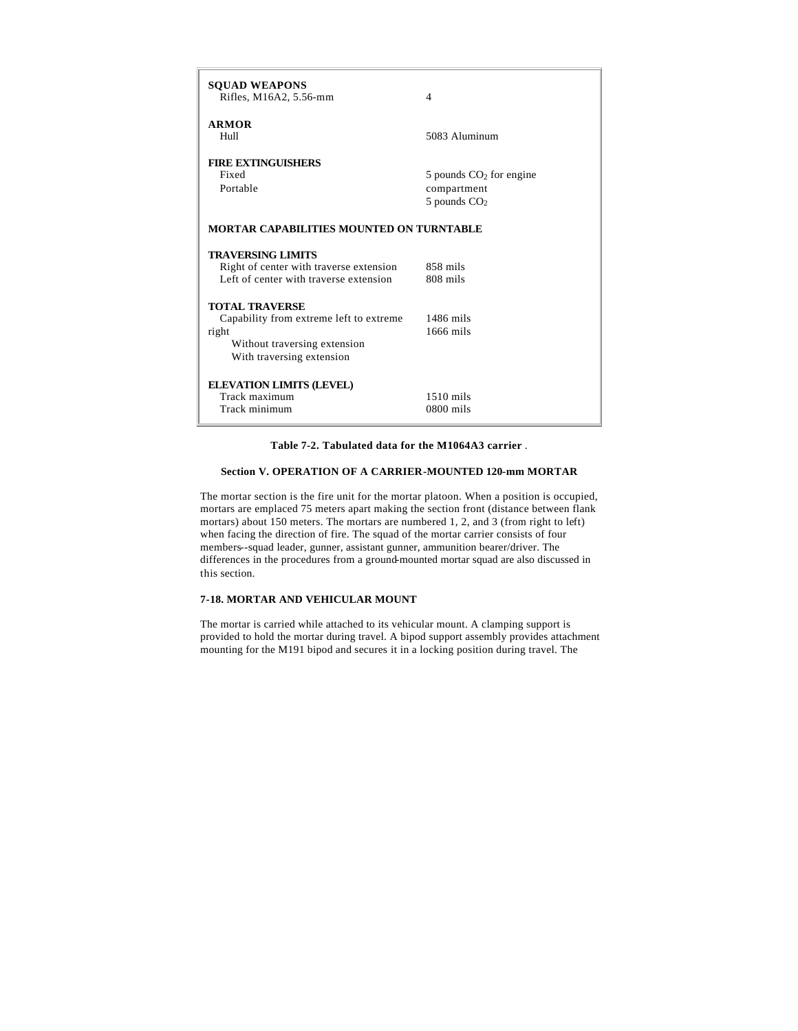| | |
|---|---|
| **SQUAD WEAPONS** | |
| Rifles, M16A2, 5.56-mm | 4 |
| **ARMOR** | |
| Hull | 5083 Aluminum |
| **FIRE EXTINGUISHERS** | |
| Fixed | 5 pounds $CO_2$ for engine compartment |
| Portable | 5 pounds $CO_2$ |
| **MORTAR CAPABILITIES MOUNTED ON TURNTABLE** | |
| **TRAVERSING LIMITS** | |
| Right of center with traverse extension | 858 mils |
| Left of center with traverse extension | 808 mils |
| **TOTAL TRAVERSE** | |
| Capability from extreme left to extreme right | |
| Without traversing extension | 1486 mils |
| With traversing extension | 1666 mils |
| **ELEVATION LIMITS (LEVEL)** | |
| Track maximum | 1510 mils |
| Track minimum | 0800 mils |

**Table 7-2. Tabulated data for the M1064A3 carrier** .

## Section V. OPERATION OF A CARRIER-MOUNTED 120-mm MORTAR

The mortar section is the fire unit for the mortar platoon. When a position is occupied, mortars are emplaced 75 meters apart making the section front (distance between flank mortars) about 150 meters. The mortars are numbered 1, 2, and 3 (from right to left) when facing the direction of fire. The squad of the mortar carrier consists of four members--squad leader, gunner, assistant gunner, ammunition bearer/driver. The differences in the procedures from a ground-mounted mortar squad are also discussed in this section.

### 7-18. MORTAR AND VEHICULAR MOUNT

The mortar is carried while attached to its vehicular mount. A clamping support is provided to hold the mortar during travel. A bipod support assembly provides attachment mounting for the M191 bipod and secures it in a locking position during travel. The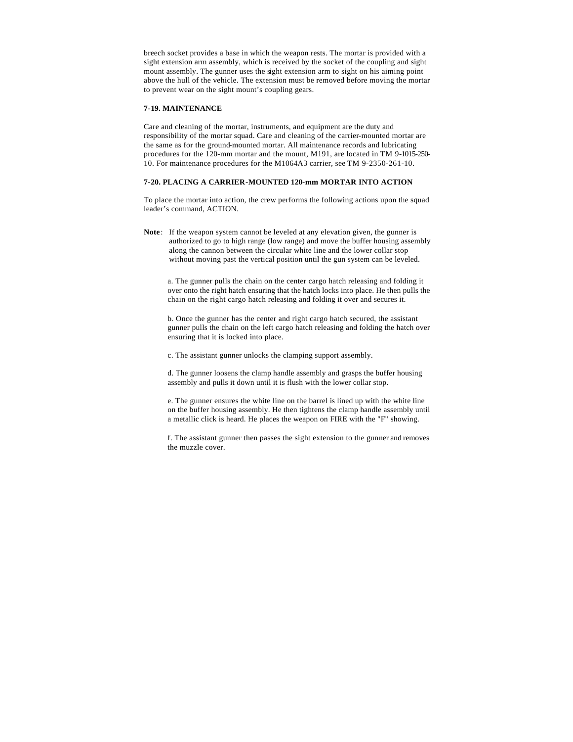breech socket provides a base in which the weapon rests. The mortar is provided with a sight extension arm assembly, which is received by the socket of the coupling and sight mount assembly. The gunner uses the sight extension arm to sight on his aiming point above the hull of the vehicle. The extension must be removed before moving the mortar to prevent wear on the sight mount's coupling gears.

### 7-19. MAINTENANCE

Care and cleaning of the mortar, instruments, and equipment are the duty and responsibility of the mortar squad. Care and cleaning of the carrier-mounted mortar are the same as for the ground-mounted mortar. All maintenance records and lubricating procedures for the 120-mm mortar and the mount, M191, are located in TM 9-1015-250-10. For maintenance procedures for the M1064A3 carrier, see TM 9-2350-261-10.

### 7-20. PLACING A CARRIER-MOUNTED 120-mm MORTAR INTO ACTION

To place the mortar into action, the crew performs the following actions upon the squad leader's command, ACTION.

**Note**: If the weapon system cannot be leveled at any elevation given, the gunner is authorized to go to high range (low range) and move the buffer housing assembly along the cannon between the circular white line and the lower collar stop without moving past the vertical position until the gun system can be leveled.

a. The gunner pulls the chain on the center cargo hatch releasing and folding it over onto the right hatch ensuring that the hatch locks into place. He then pulls the chain on the right cargo hatch releasing and folding it over and secures it.

b. Once the gunner has the center and right cargo hatch secured, the assistant gunner pulls the chain on the left cargo hatch releasing and folding the hatch over ensuring that it is locked into place.

c. The assistant gunner unlocks the clamping support assembly.

d. The gunner loosens the clamp handle assembly and grasps the buffer housing assembly and pulls it down until it is flush with the lower collar stop.

e. The gunner ensures the white line on the barrel is lined up with the white line on the buffer housing assembly. He then tightens the clamp handle assembly until a metallic click is heard. He places the weapon on FIRE with the "F" showing.

f. The assistant gunner then passes the sight extension to the gunner and removes the muzzle cover.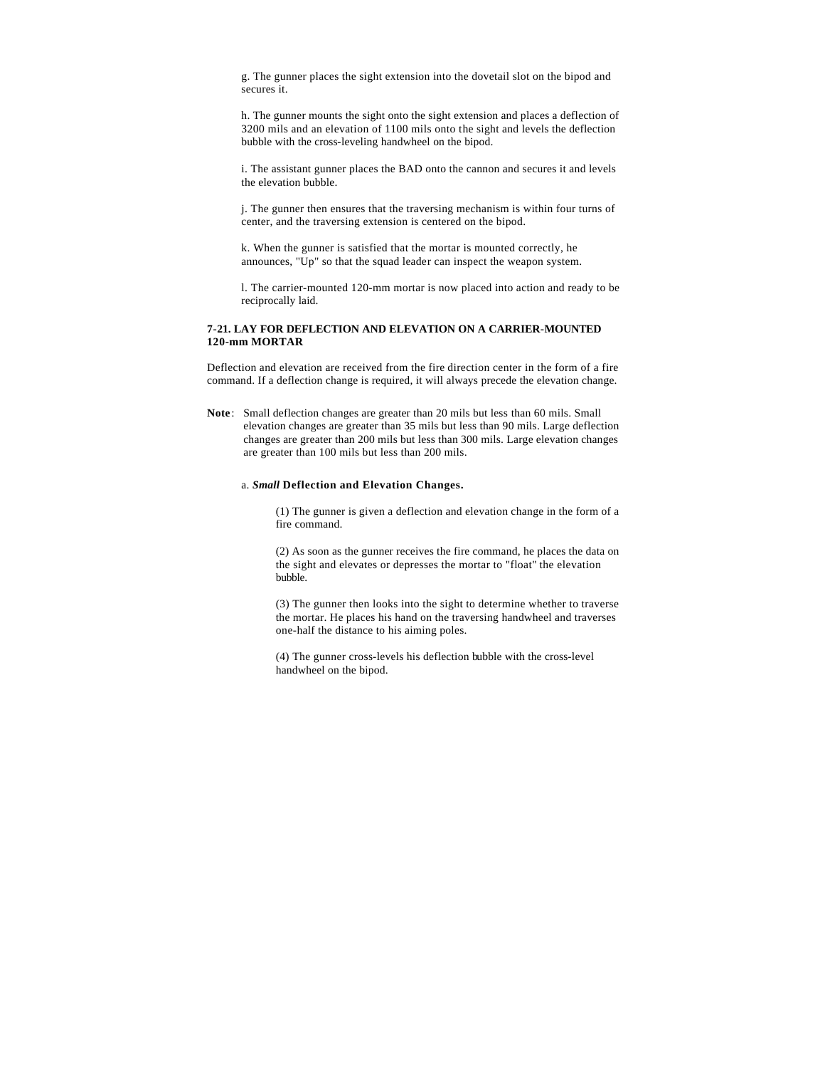g. The gunner places the sight extension into the dovetail slot on the bipod and secures it.

h. The gunner mounts the sight onto the sight extension and places a deflection of 3200 mils and an elevation of 1100 mils onto the sight and levels the deflection bubble with the cross-leveling handwheel on the bipod.

i. The assistant gunner places the BAD onto the cannon and secures it and levels the elevation bubble.

j. The gunner then ensures that the traversing mechanism is within four turns of center, and the traversing extension is centered on the bipod.

k. When the gunner is satisfied that the mortar is mounted correctly, he announces, "Up" so that the squad leader can inspect the weapon system.

l. The carrier-mounted 120-mm mortar is now placed into action and ready to be reciprocally laid.

## 7-21. LAY FOR DEFLECTION AND ELEVATION ON A CARRIER-MOUNTED 120-mm MORTAR

Deflection and elevation are received from the fire direction center in the form of a fire command. If a deflection change is required, it will always precede the elevation change.

**Note**: Small deflection changes are greater than 20 mils but less than 60 mils. Small elevation changes are greater than 35 mils but less than 90 mils. Large deflection changes are greater than 200 mils but less than 300 mils. Large elevation changes are greater than 100 mils but less than 200 mils.

### a. ***Small*** Deflection and Elevation Changes.

(1) The gunner is given a deflection and elevation change in the form of a fire command.

(2) As soon as the gunner receives the fire command, he places the data on the sight and elevates or depresses the mortar to "float" the elevation bubble.

(3) The gunner then looks into the sight to determine whether to traverse the mortar. He places his hand on the traversing handwheel and traverses one-half the distance to his aiming poles.

(4) The gunner cross-levels his deflection bubble with the cross-level handwheel on the bipod.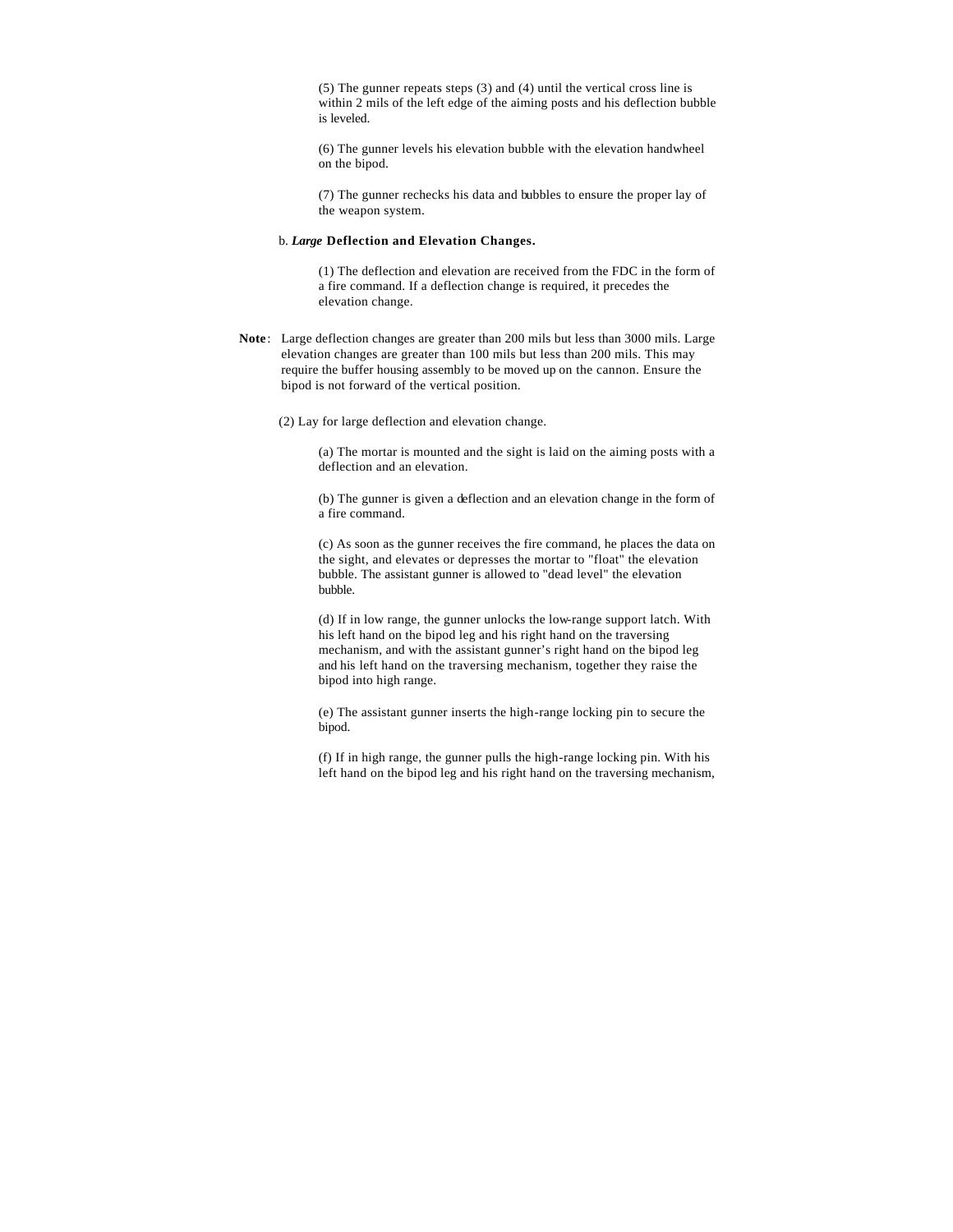(5) The gunner repeats steps (3) and (4) until the vertical cross line is within 2 mils of the left edge of the aiming posts and his deflection bubble is leveled.

(6) The gunner levels his elevation bubble with the elevation handwheel on the bipod.

(7) The gunner rechecks his data and bubbles to ensure the proper lay of the weapon system.

b. ***Large*** **Deflection and Elevation Changes.**

(1) The deflection and elevation are received from the FDC in the form of a fire command. If a deflection change is required, it precedes the elevation change.

**Note**: Large deflection changes are greater than 200 mils but less than 3000 mils. Large elevation changes are greater than 100 mils but less than 200 mils. This may require the buffer housing assembly to be moved up on the cannon. Ensure the bipod is not forward of the vertical position.

(2) Lay for large deflection and elevation change.

(a) The mortar is mounted and the sight is laid on the aiming posts with a deflection and an elevation.

(b) The gunner is given a deflection and an elevation change in the form of a fire command.

(c) As soon as the gunner receives the fire command, he places the data on the sight, and elevates or depresses the mortar to "float" the elevation bubble. The assistant gunner is allowed to "dead level" the elevation bubble.

(d) If in low range, the gunner unlocks the low-range support latch. With his left hand on the bipod leg and his right hand on the traversing mechanism, and with the assistant gunner's right hand on the bipod leg and his left hand on the traversing mechanism, together they raise the bipod into high range.

(e) The assistant gunner inserts the high-range locking pin to secure the bipod.

(f) If in high range, the gunner pulls the high-range locking pin. With his left hand on the bipod leg and his right hand on the traversing mechanism,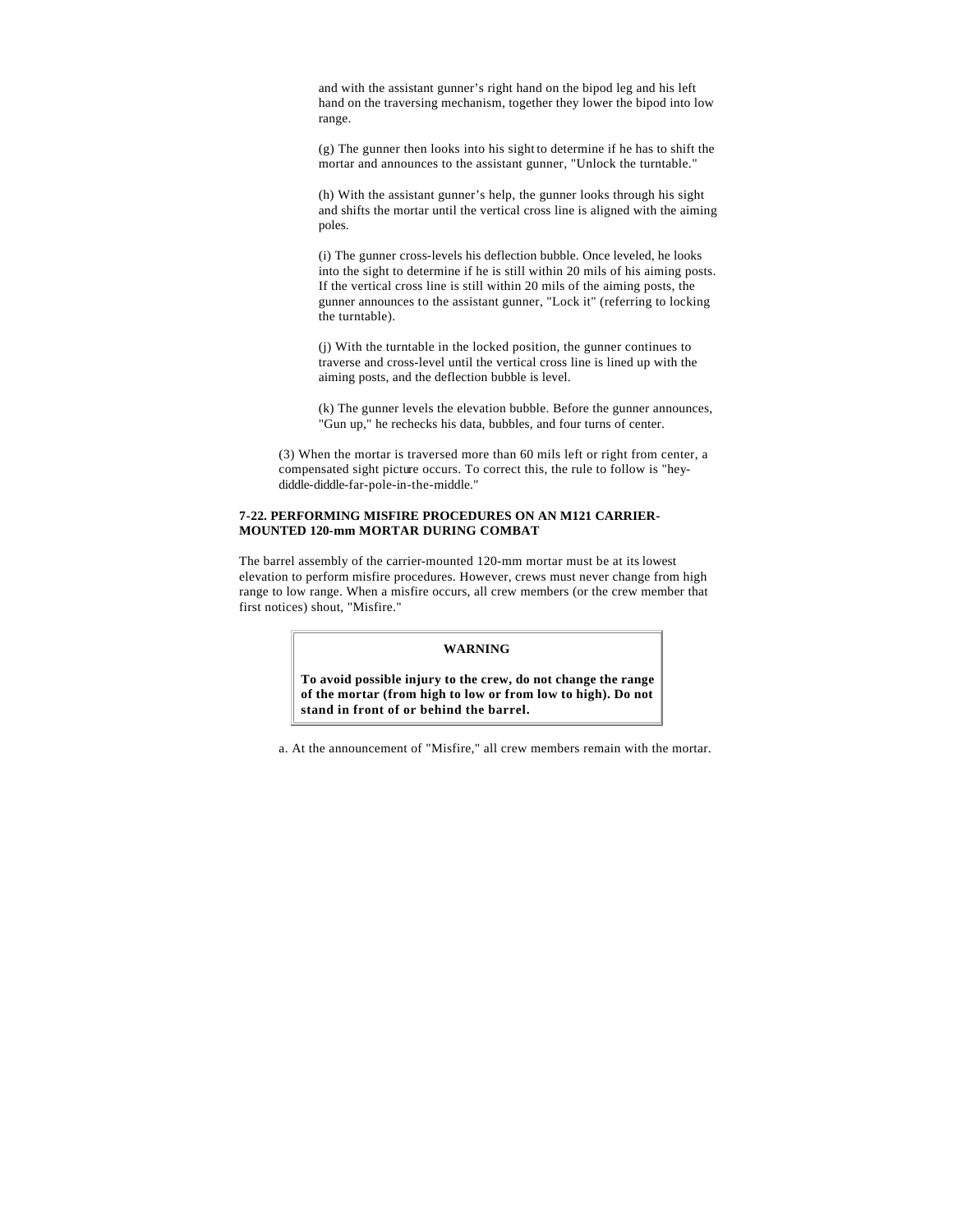and with the assistant gunner's right hand on the bipod leg and his left hand on the traversing mechanism, together they lower the bipod into low range.

(g) The gunner then looks into his sight to determine if he has to shift the mortar and announces to the assistant gunner, "Unlock the turntable."

(h) With the assistant gunner's help, the gunner looks through his sight and shifts the mortar until the vertical cross line is aligned with the aiming poles.

(i) The gunner cross-levels his deflection bubble. Once leveled, he looks into the sight to determine if he is still within 20 mils of his aiming posts. If the vertical cross line is still within 20 mils of the aiming posts, the gunner announces to the assistant gunner, "Lock it" (referring to locking the turntable).

(j) With the turntable in the locked position, the gunner continues to traverse and cross-level until the vertical cross line is lined up with the aiming posts, and the deflection bubble is level.

(k) The gunner levels the elevation bubble. Before the gunner announces, "Gun up," he rechecks his data, bubbles, and four turns of center.

(3) When the mortar is traversed more than 60 mils left or right from center, a compensated sight picture occurs. To correct this, the rule to follow is "hey-diddle-diddle-far-pole-in-the-middle."

### 7-22. PERFORMING MISFIRE PROCEDURES ON AN M121 CARRIER-MOUNTED 120-mm MORTAR DURING COMBAT

The barrel assembly of the carrier-mounted 120-mm mortar must be at its lowest elevation to perform misfire procedures. However, crews must never change from high range to low range. When a misfire occurs, all crew members (or the crew member that first notices) shout, "Misfire."

> **WARNING**
>
> **To avoid possible injury to the crew, do not change the range of the mortar (from high to low or from low to high). Do not stand in front of or behind the barrel.**

a. At the announcement of "Misfire," all crew members remain with the mortar.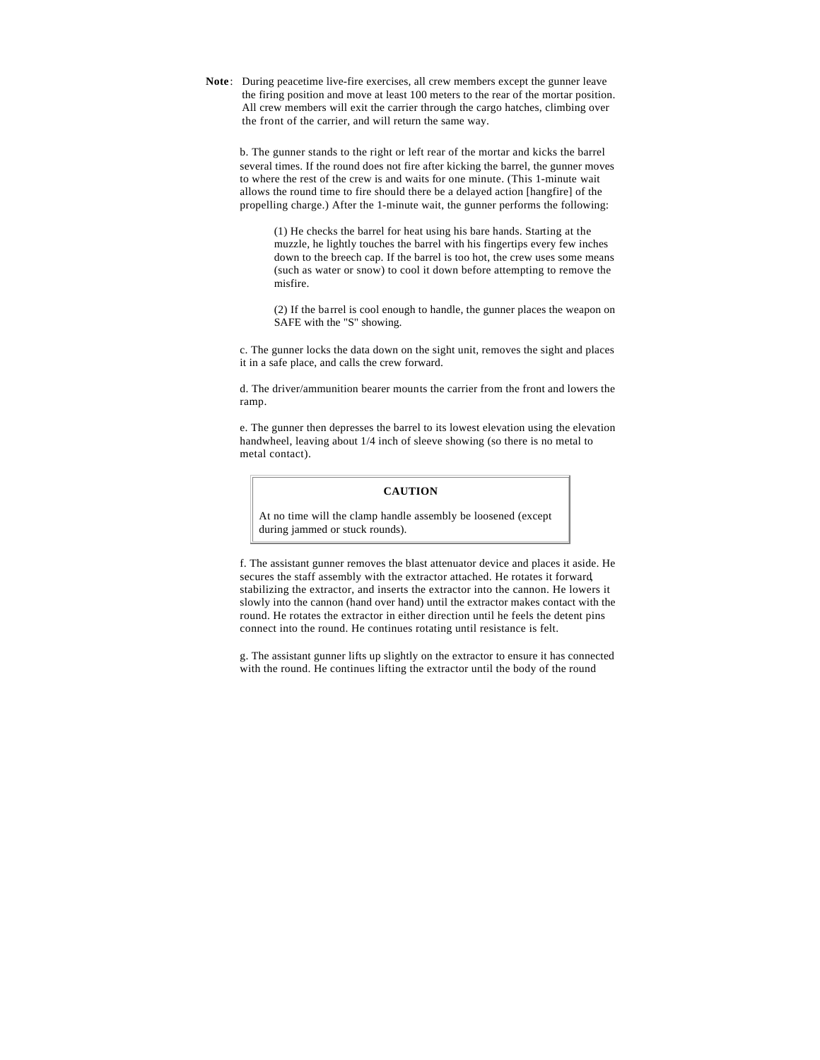**Note**: During peacetime live-fire exercises, all crew members except the gunner leave the firing position and move at least 100 meters to the rear of the mortar position. All crew members will exit the carrier through the cargo hatches, climbing over the front of the carrier, and will return the same way.

b. The gunner stands to the right or left rear of the mortar and kicks the barrel several times. If the round does not fire after kicking the barrel, the gunner moves to where the rest of the crew is and waits for one minute. (This 1-minute wait allows the round time to fire should there be a delayed action [hangfire] of the propelling charge.) After the 1-minute wait, the gunner performs the following:

(1) He checks the barrel for heat using his bare hands. Starting at the muzzle, he lightly touches the barrel with his fingertips every few inches down to the breech cap. If the barrel is too hot, the crew uses some means (such as water or snow) to cool it down before attempting to remove the misfire.

(2) If the barrel is cool enough to handle, the gunner places the weapon on SAFE with the "S" showing.

c. The gunner locks the data down on the sight unit, removes the sight and places it in a safe place, and calls the crew forward.

d. The driver/ammunition bearer mounts the carrier from the front and lowers the ramp.

e. The gunner then depresses the barrel to its lowest elevation using the elevation handwheel, leaving about 1/4 inch of sleeve showing (so there is no metal to metal contact).

> **CAUTION**
>
> At no time will the clamp handle assembly be loosened (except during jammed or stuck rounds).

f. The assistant gunner removes the blast attenuator device and places it aside. He secures the staff assembly with the extractor attached. He rotates it forward, stabilizing the extractor, and inserts the extractor into the cannon. He lowers it slowly into the cannon (hand over hand) until the extractor makes contact with the round. He rotates the extractor in either direction until he feels the detent pins connect into the round. He continues rotating until resistance is felt.

g. The assistant gunner lifts up slightly on the extractor to ensure it has connected with the round. He continues lifting the extractor until the body of the round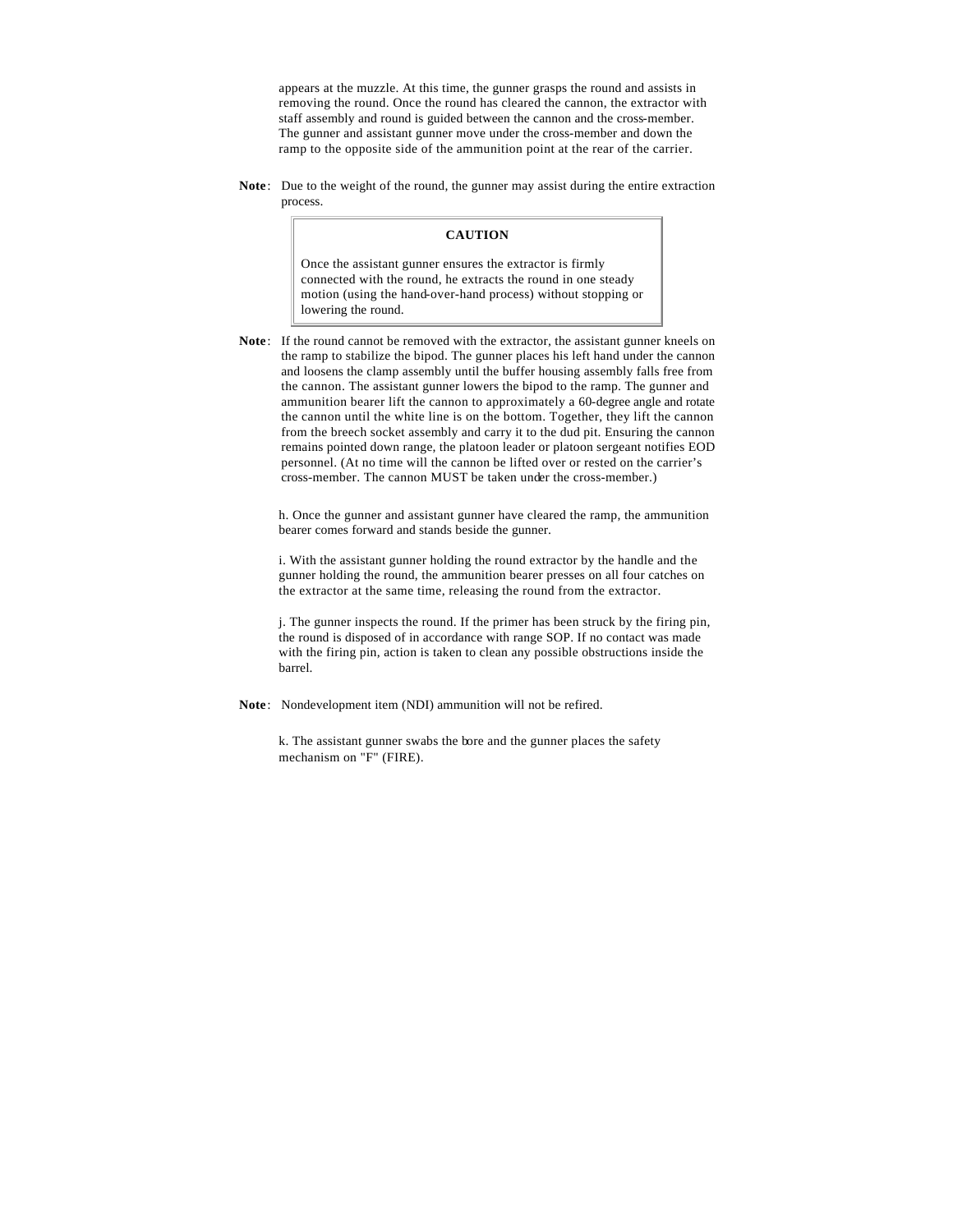appears at the muzzle. At this time, the gunner grasps the round and assists in removing the round. Once the round has cleared the cannon, the extractor with staff assembly and round is guided between the cannon and the cross-member. The gunner and assistant gunner move under the cross-member and down the ramp to the opposite side of the ammunition point at the rear of the carrier.

**Note**: Due to the weight of the round, the gunner may assist during the entire extraction process.

> **CAUTION**
>
> Once the assistant gunner ensures the extractor is firmly connected with the round, he extracts the round in one steady motion (using the hand-over-hand process) without stopping or lowering the round.

**Note**: If the round cannot be removed with the extractor, the assistant gunner kneels on the ramp to stabilize the bipod. The gunner places his left hand under the cannon and loosens the clamp assembly until the buffer housing assembly falls free from the cannon. The assistant gunner lowers the bipod to the ramp. The gunner and ammunition bearer lift the cannon to approximately a 60-degree angle and rotate the cannon until the white line is on the bottom. Together, they lift the cannon from the breech socket assembly and carry it to the dud pit. Ensuring the cannon remains pointed down range, the platoon leader or platoon sergeant notifies EOD personnel. (At no time will the cannon be lifted over or rested on the carrier's cross-member. The cannon MUST be taken under the cross-member.)

h. Once the gunner and assistant gunner have cleared the ramp, the ammunition bearer comes forward and stands beside the gunner.

i. With the assistant gunner holding the round extractor by the handle and the gunner holding the round, the ammunition bearer presses on all four catches on the extractor at the same time, releasing the round from the extractor.

j. The gunner inspects the round. If the primer has been struck by the firing pin, the round is disposed of in accordance with range SOP. If no contact was made with the firing pin, action is taken to clean any possible obstructions inside the barrel.

**Note**: Nondevelopment item (NDI) ammunition will not be refired.

k. The assistant gunner swabs the bore and the gunner places the safety mechanism on "F" (FIRE).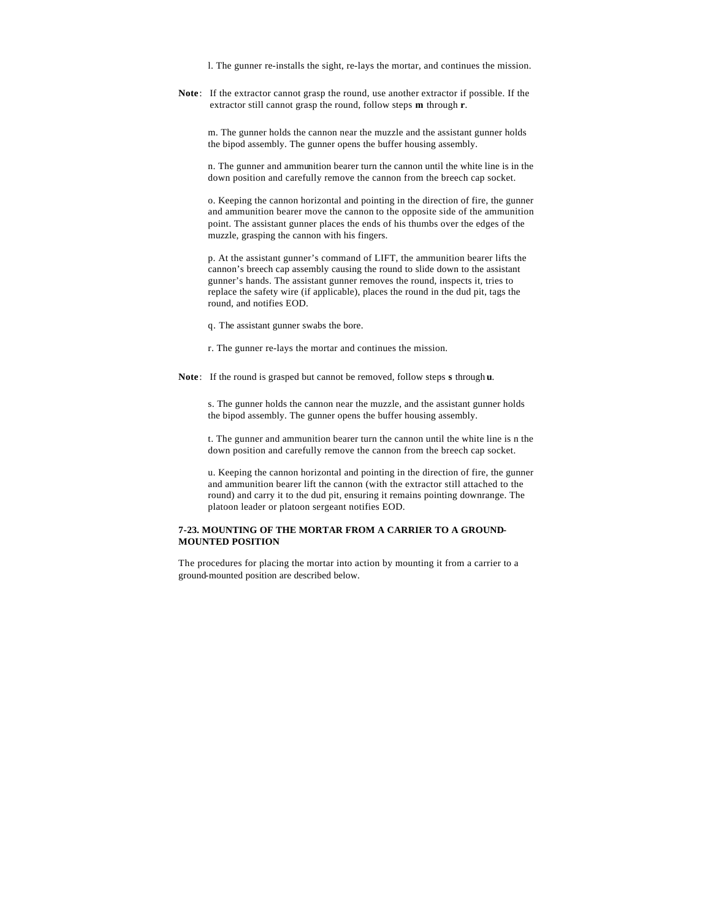l. The gunner re-installs the sight, re-lays the mortar, and continues the mission.

**Note**: If the extractor cannot grasp the round, use another extractor if possible. If the extractor still cannot grasp the round, follow steps **m** through **r**.

m. The gunner holds the cannon near the muzzle and the assistant gunner holds the bipod assembly. The gunner opens the buffer housing assembly.

n. The gunner and ammunition bearer turn the cannon until the white line is in the down position and carefully remove the cannon from the breech cap socket.

o. Keeping the cannon horizontal and pointing in the direction of fire, the gunner and ammunition bearer move the cannon to the opposite side of the ammunition point. The assistant gunner places the ends of his thumbs over the edges of the muzzle, grasping the cannon with his fingers.

p. At the assistant gunner's command of LIFT, the ammunition bearer lifts the cannon's breech cap assembly causing the round to slide down to the assistant gunner's hands. The assistant gunner removes the round, inspects it, tries to replace the safety wire (if applicable), places the round in the dud pit, tags the round, and notifies EOD.

q. The assistant gunner swabs the bore.

r. The gunner re-lays the mortar and continues the mission.

**Note**: If the round is grasped but cannot be removed, follow steps **s** through **u**.

s. The gunner holds the cannon near the muzzle, and the assistant gunner holds the bipod assembly. The gunner opens the buffer housing assembly.

t. The gunner and ammunition bearer turn the cannon until the white line is n the down position and carefully remove the cannon from the breech cap socket.

u. Keeping the cannon horizontal and pointing in the direction of fire, the gunner and ammunition bearer lift the cannon (with the extractor still attached to the round) and carry it to the dud pit, ensuring it remains pointing downrange. The platoon leader or platoon sergeant notifies EOD.

**7-23. MOUNTING OF THE MORTAR FROM A CARRIER TO A GROUND-MOUNTED POSITION**

The procedures for placing the mortar into action by mounting it from a carrier to a ground-mounted position are described below.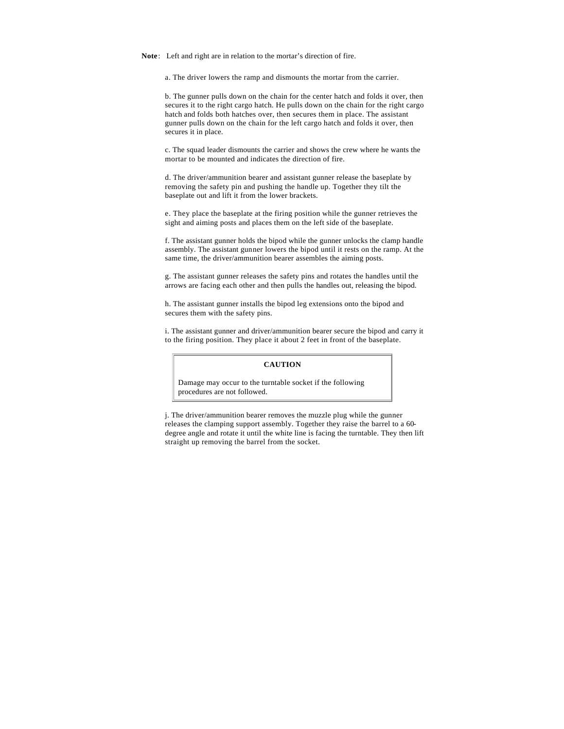**Note**: Left and right are in relation to the mortar's direction of fire.

a. The driver lowers the ramp and dismounts the mortar from the carrier.

b. The gunner pulls down on the chain for the center hatch and folds it over, then secures it to the right cargo hatch. He pulls down on the chain for the right cargo hatch and folds both hatches over, then secures them in place. The assistant gunner pulls down on the chain for the left cargo hatch and folds it over, then secures it in place.

c. The squad leader dismounts the carrier and shows the crew where he wants the mortar to be mounted and indicates the direction of fire.

d. The driver/ammunition bearer and assistant gunner release the baseplate by removing the safety pin and pushing the handle up. Together they tilt the baseplate out and lift it from the lower brackets.

e. They place the baseplate at the firing position while the gunner retrieves the sight and aiming posts and places them on the left side of the baseplate.

f. The assistant gunner holds the bipod while the gunner unlocks the clamp handle assembly. The assistant gunner lowers the bipod until it rests on the ramp. At the same time, the driver/ammunition bearer assembles the aiming posts.

g. The assistant gunner releases the safety pins and rotates the handles until the arrows are facing each other and then pulls the handles out, releasing the bipod.

h. The assistant gunner installs the bipod leg extensions onto the bipod and secures them with the safety pins.

i. The assistant gunner and driver/ammunition bearer secure the bipod and carry it to the firing position. They place it about 2 feet in front of the baseplate.

> **CAUTION**
>
> Damage may occur to the turntable socket if the following procedures are not followed.

j. The driver/ammunition bearer removes the muzzle plug while the gunner releases the clamping support assembly. Together they raise the barrel to a 60-degree angle and rotate it until the white line is facing the turntable. They then lift straight up removing the barrel from the socket.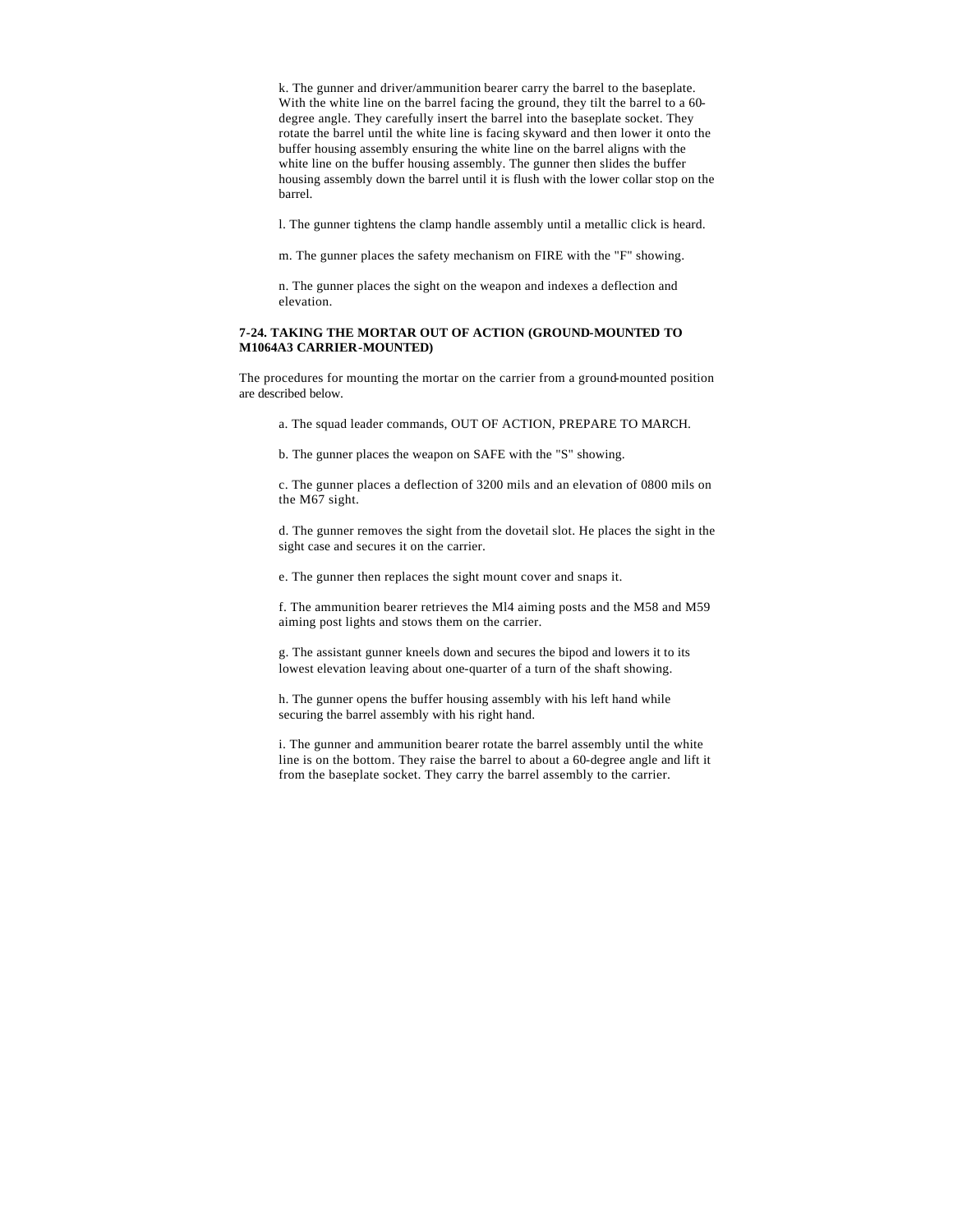k. The gunner and driver/ammunition bearer carry the barrel to the baseplate. With the white line on the barrel facing the ground, they tilt the barrel to a 60-degree angle. They carefully insert the barrel into the baseplate socket. They rotate the barrel until the white line is facing skyward and then lower it onto the buffer housing assembly ensuring the white line on the barrel aligns with the white line on the buffer housing assembly. The gunner then slides the buffer housing assembly down the barrel until it is flush with the lower collar stop on the barrel.

l. The gunner tightens the clamp handle assembly until a metallic click is heard.

m. The gunner places the safety mechanism on FIRE with the "F" showing.

n. The gunner places the sight on the weapon and indexes a deflection and elevation.

**7-24. TAKING THE MORTAR OUT OF ACTION (GROUND-MOUNTED TO M1064A3 CARRIER-MOUNTED)**

The procedures for mounting the mortar on the carrier from a ground-mounted position are described below.

a. The squad leader commands, OUT OF ACTION, PREPARE TO MARCH.

b. The gunner places the weapon on SAFE with the "S" showing.

c. The gunner places a deflection of 3200 mils and an elevation of 0800 mils on the M67 sight.

d. The gunner removes the sight from the dovetail slot. He places the sight in the sight case and secures it on the carrier.

e. The gunner then replaces the sight mount cover and snaps it.

f. The ammunition bearer retrieves the Ml4 aiming posts and the M58 and M59 aiming post lights and stows them on the carrier.

g. The assistant gunner kneels down and secures the bipod and lowers it to its lowest elevation leaving about one-quarter of a turn of the shaft showing.

h. The gunner opens the buffer housing assembly with his left hand while securing the barrel assembly with his right hand.

i. The gunner and ammunition bearer rotate the barrel assembly until the white line is on the bottom. They raise the barrel to about a 60-degree angle and lift it from the baseplate socket. They carry the barrel assembly to the carrier.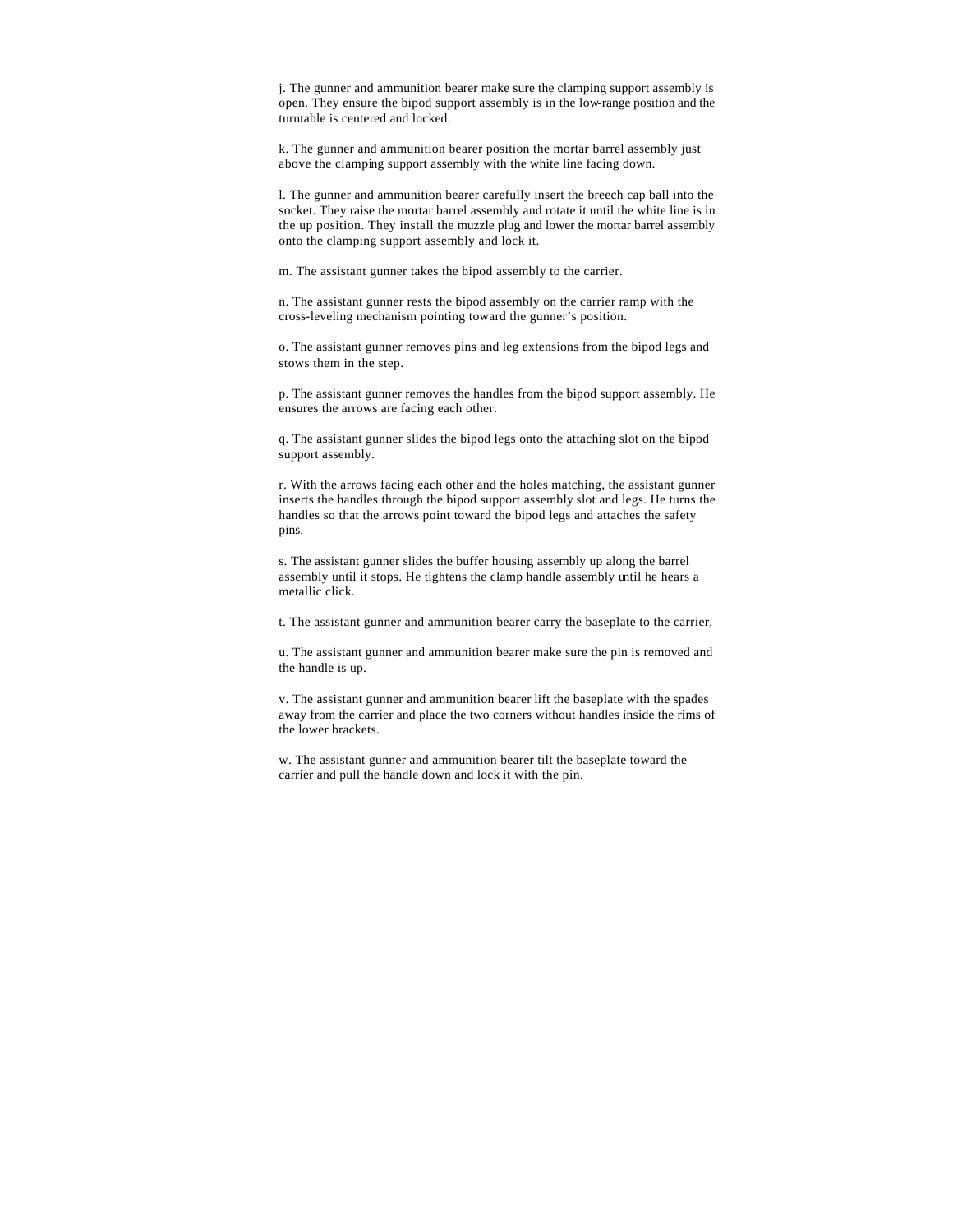j. The gunner and ammunition bearer make sure the clamping support assembly is open. They ensure the bipod support assembly is in the low-range position and the turntable is centered and locked.

k. The gunner and ammunition bearer position the mortar barrel assembly just above the clamping support assembly with the white line facing down.

l. The gunner and ammunition bearer carefully insert the breech cap ball into the socket. They raise the mortar barrel assembly and rotate it until the white line is in the up position. They install the muzzle plug and lower the mortar barrel assembly onto the clamping support assembly and lock it.

m. The assistant gunner takes the bipod assembly to the carrier.

n. The assistant gunner rests the bipod assembly on the carrier ramp with the cross-leveling mechanism pointing toward the gunner's position.

o. The assistant gunner removes pins and leg extensions from the bipod legs and stows them in the step.

p. The assistant gunner removes the handles from the bipod support assembly. He ensures the arrows are facing each other.

q. The assistant gunner slides the bipod legs onto the attaching slot on the bipod support assembly.

r. With the arrows facing each other and the holes matching, the assistant gunner inserts the handles through the bipod support assembly slot and legs. He turns the handles so that the arrows point toward the bipod legs and attaches the safety pins.

s. The assistant gunner slides the buffer housing assembly up along the barrel assembly until it stops. He tightens the clamp handle assembly until he hears a metallic click.

t. The assistant gunner and ammunition bearer carry the baseplate to the carrier,

u. The assistant gunner and ammunition bearer make sure the pin is removed and the handle is up.

v. The assistant gunner and ammunition bearer lift the baseplate with the spades away from the carrier and place the two corners without handles inside the rims of the lower brackets.

w. The assistant gunner and ammunition bearer tilt the baseplate toward the carrier and pull the handle down and lock it with the pin.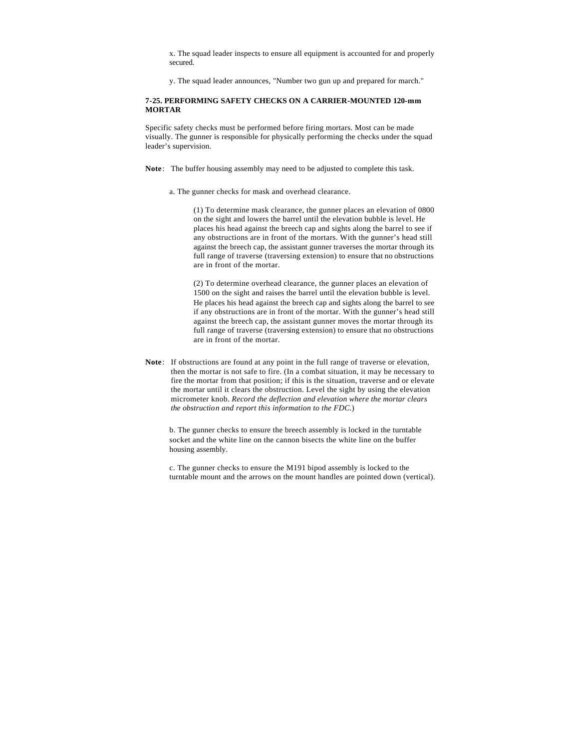x. The squad leader inspects to ensure all equipment is accounted for and properly secured.

y. The squad leader announces, "Number two gun up and prepared for march."

### 7-25. PERFORMING SAFETY CHECKS ON A CARRIER-MOUNTED 120-mm MORTAR

Specific safety checks must be performed before firing mortars. Most can be made visually. The gunner is responsible for physically performing the checks under the squad leader's supervision.

**Note**: The buffer housing assembly may need to be adjusted to complete this task.

a. The gunner checks for mask and overhead clearance.

(1) To determine mask clearance, the gunner places an elevation of 0800 on the sight and lowers the barrel until the elevation bubble is level. He places his head against the breech cap and sights along the barrel to see if any obstructions are in front of the mortars. With the gunner's head still against the breech cap, the assistant gunner traverses the mortar through its full range of traverse (traversing extension) to ensure that no obstructions are in front of the mortar.

(2) To determine overhead clearance, the gunner places an elevation of 1500 on the sight and raises the barrel until the elevation bubble is level. He places his head against the breech cap and sights along the barrel to see if any obstructions are in front of the mortar. With the gunner's head still against the breech cap, the assistant gunner moves the mortar through its full range of traverse (traversing extension) to ensure that no obstructions are in front of the mortar.

**Note**: If obstructions are found at any point in the full range of traverse or elevation, then the mortar is not safe to fire. (In a combat situation, it may be necessary to fire the mortar from that position; if this is the situation, traverse and or elevate the mortar until it clears the obstruction. Level the sight by using the elevation micrometer knob. *Record the deflection and elevation where the mortar clears the obstruction and report this information to the FDC.*)

b. The gunner checks to ensure the breech assembly is locked in the turntable socket and the white line on the cannon bisects the white line on the buffer housing assembly.

c. The gunner checks to ensure the M191 bipod assembly is locked to the turntable mount and the arrows on the mount handles are pointed down (vertical).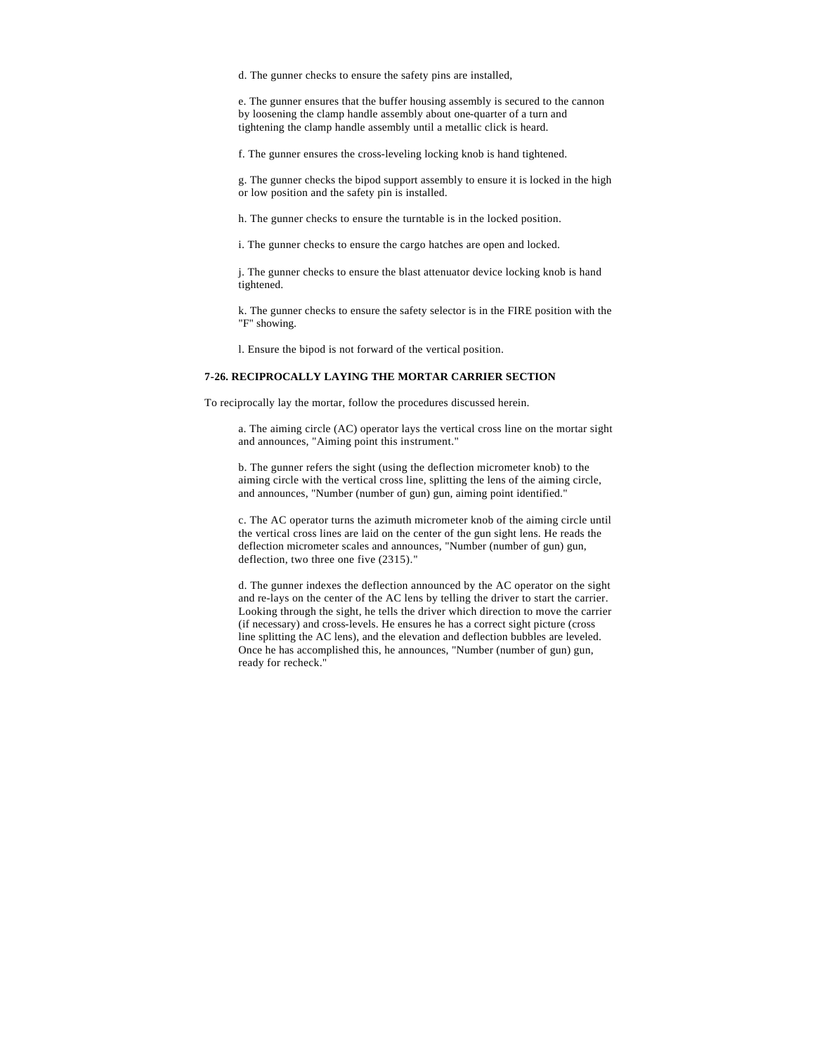d. The gunner checks to ensure the safety pins are installed,

e. The gunner ensures that the buffer housing assembly is secured to the cannon by loosening the clamp handle assembly about one-quarter of a turn and tightening the clamp handle assembly until a metallic click is heard.

f. The gunner ensures the cross-leveling locking knob is hand tightened.

g. The gunner checks the bipod support assembly to ensure it is locked in the high or low position and the safety pin is installed.

h. The gunner checks to ensure the turntable is in the locked position.

i. The gunner checks to ensure the cargo hatches are open and locked.

j. The gunner checks to ensure the blast attenuator device locking knob is hand tightened.

k. The gunner checks to ensure the safety selector is in the FIRE position with the "F" showing.

l. Ensure the bipod is not forward of the vertical position.

**7-26. RECIPROCALLY LAYING THE MORTAR CARRIER SECTION**

To reciprocally lay the mortar, follow the procedures discussed herein.

a. The aiming circle (AC) operator lays the vertical cross line on the mortar sight and announces, "Aiming point this instrument."

b. The gunner refers the sight (using the deflection micrometer knob) to the aiming circle with the vertical cross line, splitting the lens of the aiming circle, and announces, "Number (number of gun) gun, aiming point identified."

c. The AC operator turns the azimuth micrometer knob of the aiming circle until the vertical cross lines are laid on the center of the gun sight lens. He reads the deflection micrometer scales and announces, "Number (number of gun) gun, deflection, two three one five (2315)."

d. The gunner indexes the deflection announced by the AC operator on the sight and re-lays on the center of the AC lens by telling the driver to start the carrier. Looking through the sight, he tells the driver which direction to move the carrier (if necessary) and cross-levels. He ensures he has a correct sight picture (cross line splitting the AC lens), and the elevation and deflection bubbles are leveled. Once he has accomplished this, he announces, "Number (number of gun) gun, ready for recheck."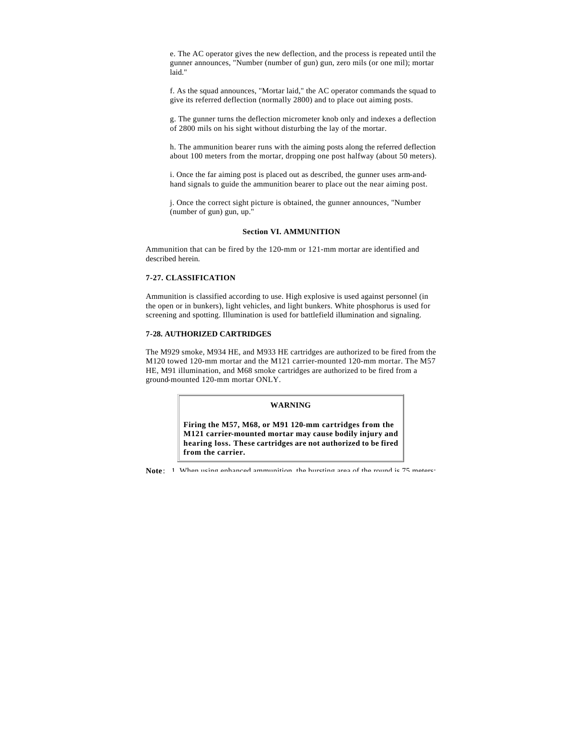e. The AC operator gives the new deflection, and the process is repeated until the gunner announces, "Number (number of gun) gun, zero mils (or one mil); mortar laid."

f. As the squad announces, "Mortar laid," the AC operator commands the squad to give its referred deflection (normally 2800) and to place out aiming posts.

g. The gunner turns the deflection micrometer knob only and indexes a deflection of 2800 mils on his sight without disturbing the lay of the mortar.

h. The ammunition bearer runs with the aiming posts along the referred deflection about 100 meters from the mortar, dropping one post halfway (about 50 meters).

i. Once the far aiming post is placed out as described, the gunner uses arm-and-hand signals to guide the ammunition bearer to place out the near aiming post.

j. Once the correct sight picture is obtained, the gunner announces, "Number (number of gun) gun, up."

## Section VI. AMMUNITION

Ammunition that can be fired by the 120-mm or 121-mm mortar are identified and described herein.

### 7-27. CLASSIFICATION

Ammunition is classified according to use. High explosive is used against personnel (in the open or in bunkers), light vehicles, and light bunkers. White phosphorus is used for screening and spotting. Illumination is used for battlefield illumination and signaling.

### 7-28. AUTHORIZED CARTRIDGES

The M929 smoke, M934 HE, and M933 HE cartridges are authorized to be fired from the M120 towed 120-mm mortar and the M121 carrier-mounted 120-mm mortar. The M57 HE, M91 illumination, and M68 smoke cartridges are authorized to be fired from a ground-mounted 120-mm mortar ONLY.

> **WARNING**
>
> **Firing the M57, M68, or M91 120-mm cartridges from the M121 carrier-mounted mortar may cause bodily injury and hearing loss. These cartridges are not authorized to be fired from the carrier.**

**Note**: 1. When using enhanced ammunition, the bursting area of the round is 75 meters;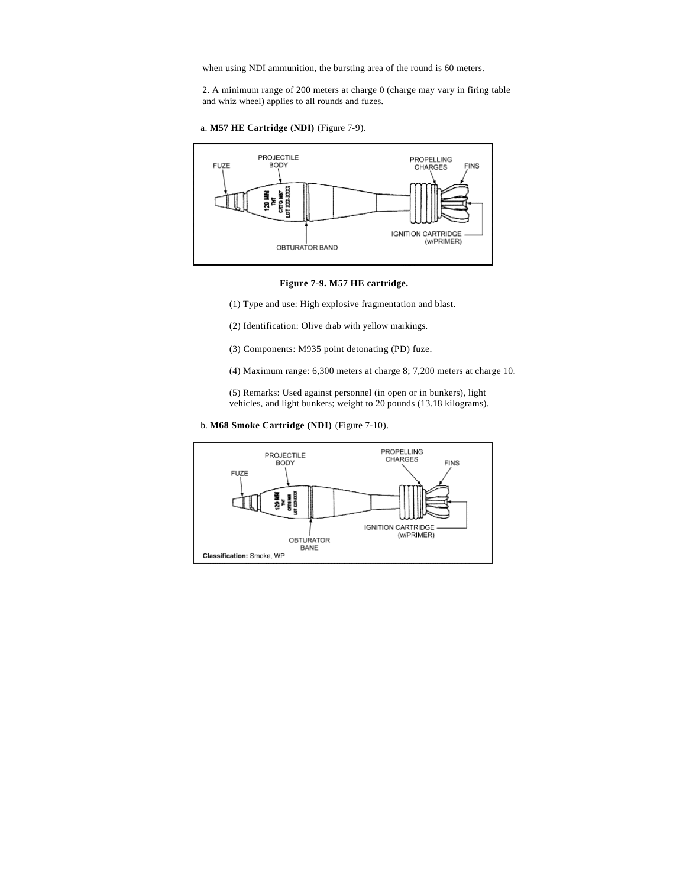when using NDI ammunition, the bursting area of the round is 60 meters.

2. A minimum range of 200 meters at charge 0 (charge may vary in firing table and whiz wheel) applies to all rounds and fuzes.

a. **M57 HE Cartridge (NDI)** (Figure 7-9).

**Figure 7-9. M57 HE cartridge.**

(1) Type and use: High explosive fragmentation and blast.

(2) Identification: Olive drab with yellow markings.

(3) Components: M935 point detonating (PD) fuze.

(4) Maximum range: 6,300 meters at charge 8; 7,200 meters at charge 10.

(5) Remarks: Used against personnel (in open or in bunkers), light vehicles, and light bunkers; weight to 20 pounds (13.18 kilograms).

b. **M68 Smoke Cartridge (NDI)** (Figure 7-10).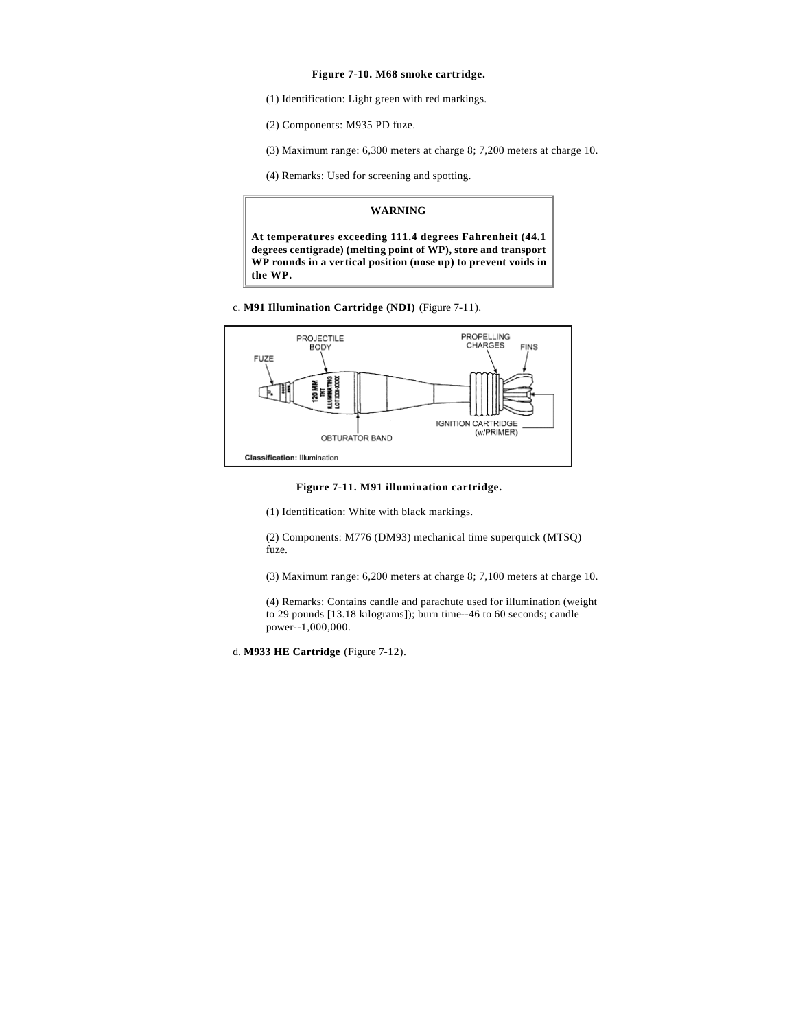**Figure 7-10. M68 smoke cartridge.**

(1) Identification: Light green with red markings.

(2) Components: M935 PD fuze.

(3) Maximum range: 6,300 meters at charge 8; 7,200 meters at charge 10.

(4) Remarks: Used for screening and spotting.

> **WARNING**
>
> **At temperatures exceeding 111.4 degrees Fahrenheit (44.1 degrees centigrade) (melting point of WP), store and transport WP rounds in a vertical position (nose up) to prevent voids in the WP.**

c. **M91 Illumination Cartridge (NDI)** (Figure 7-11).

**Figure 7-11. M91 illumination cartridge.**

(1) Identification: White with black markings.

(2) Components: M776 (DM93) mechanical time superquick (MTSQ) fuze.

(3) Maximum range: 6,200 meters at charge 8; 7,100 meters at charge 10.

(4) Remarks: Contains candle and parachute used for illumination (weight to 29 pounds [13.18 kilograms]); burn time--46 to 60 seconds; candle power--1,000,000.

d. **M933 HE Cartridge** (Figure 7-12).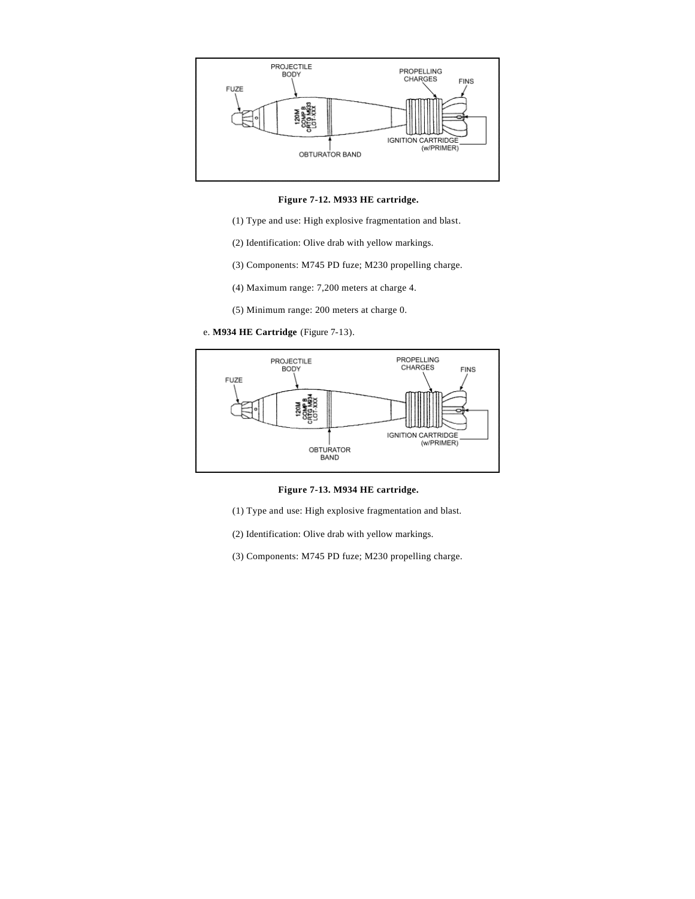**Figure 7-12. M933 HE cartridge.**

(1) Type and use: High explosive fragmentation and blast.

(2) Identification: Olive drab with yellow markings.

(3) Components: M745 PD fuze; M230 propelling charge.

(4) Maximum range: 7,200 meters at charge 4.

(5) Minimum range: 200 meters at charge 0.

e. **M934 HE Cartridge** (Figure 7-13).

**Figure 7-13. M934 HE cartridge.**

(1) Type and use: High explosive fragmentation and blast.

(2) Identification: Olive drab with yellow markings.

(3) Components: M745 PD fuze; M230 propelling charge.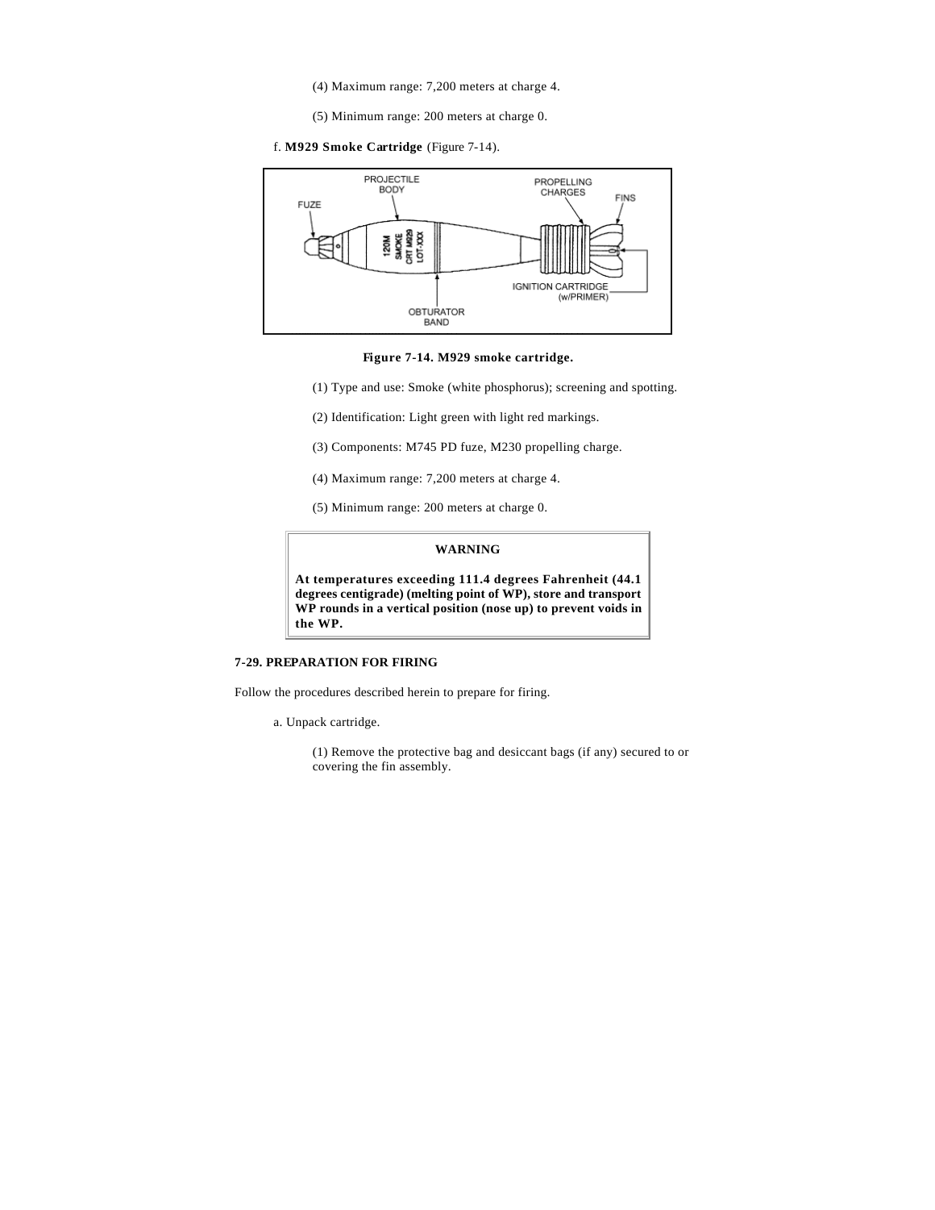(4) Maximum range: 7,200 meters at charge 4.

(5) Minimum range: 200 meters at charge 0.

f. **M929 Smoke Cartridge** (Figure 7-14).

**Figure 7-14. M929 smoke cartridge.**

(1) Type and use: Smoke (white phosphorus); screening and spotting.

(2) Identification: Light green with light red markings.

(3) Components: M745 PD fuze, M230 propelling charge.

(4) Maximum range: 7,200 meters at charge 4.

(5) Minimum range: 200 meters at charge 0.

> **WARNING**
>
> **At temperatures exceeding 111.4 degrees Fahrenheit (44.1 degrees centigrade) (melting point of WP), store and transport WP rounds in a vertical position (nose up) to prevent voids in the WP.**

**7-29. PREPARATION FOR FIRING**

Follow the procedures described herein to prepare for firing.

a. Unpack cartridge.

(1) Remove the protective bag and desiccant bags (if any) secured to or covering the fin assembly.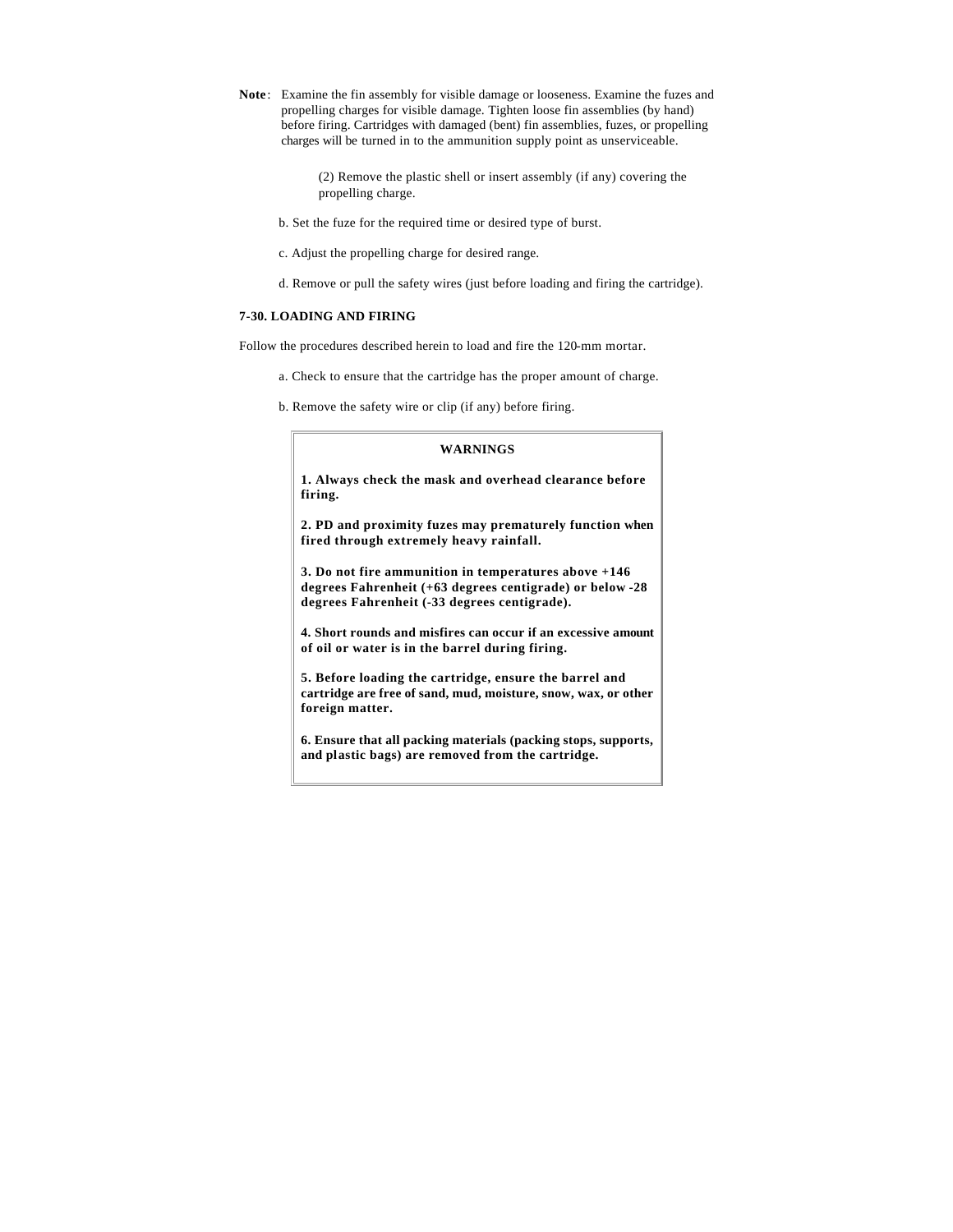**Note**: Examine the fin assembly for visible damage or looseness. Examine the fuzes and propelling charges for visible damage. Tighten loose fin assemblies (by hand) before firing. Cartridges with damaged (bent) fin assemblies, fuzes, or propelling charges will be turned in to the ammunition supply point as unserviceable.

(2) Remove the plastic shell or insert assembly (if any) covering the propelling charge.

b. Set the fuze for the required time or desired type of burst.

c. Adjust the propelling charge for desired range.

d. Remove or pull the safety wires (just before loading and firing the cartridge).

### 7-30. LOADING AND FIRING

Follow the procedures described herein to load and fire the 120-mm mortar.

a. Check to ensure that the cartridge has the proper amount of charge.

b. Remove the safety wire or clip (if any) before firing.

**WARNINGS**

**1. Always check the mask and overhead clearance before firing.**

**2. PD and proximity fuzes may prematurely function when fired through extremely heavy rainfall.**

**3. Do not fire ammunition in temperatures above +146 degrees Fahrenheit (+63 degrees centigrade) or below -28 degrees Fahrenheit (-33 degrees centigrade).**

**4. Short rounds and misfires can occur if an excessive amount of oil or water is in the barrel during firing.**

**5. Before loading the cartridge, ensure the barrel and cartridge are free of sand, mud, moisture, snow, wax, or other foreign matter.**

**6. Ensure that all packing materials (packing stops, supports, and plastic bags) are removed from the cartridge.**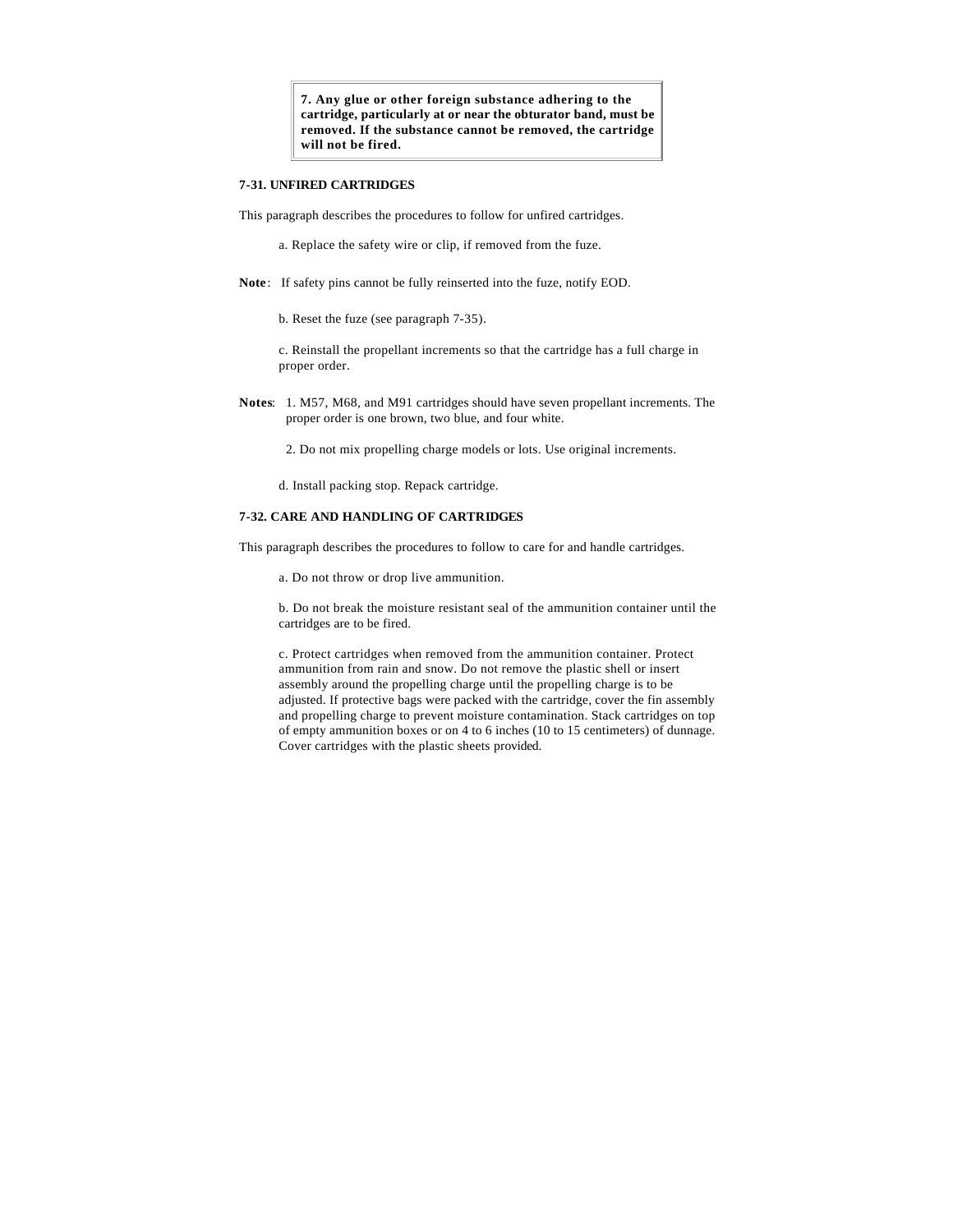> **7. Any glue or other foreign substance adhering to the cartridge, particularly at or near the obturator band, must be removed. If the substance cannot be removed, the cartridge will not be fired.**

### 7-31. UNFIRED CARTRIDGES

This paragraph describes the procedures to follow for unfired cartridges.

a. Replace the safety wire or clip, if removed from the fuze.

**Note**: If safety pins cannot be fully reinserted into the fuze, notify EOD.

b. Reset the fuze (see paragraph 7-35).

c. Reinstall the propellant increments so that the cartridge has a full charge in proper order.

**Notes**: 1. M57, M68, and M91 cartridges should have seven propellant increments. The proper order is one brown, two blue, and four white.

2. Do not mix propelling charge models or lots. Use original increments.

d. Install packing stop. Repack cartridge.

### 7-32. CARE AND HANDLING OF CARTRIDGES

This paragraph describes the procedures to follow to care for and handle cartridges.

a. Do not throw or drop live ammunition.

b. Do not break the moisture resistant seal of the ammunition container until the cartridges are to be fired.

c. Protect cartridges when removed from the ammunition container. Protect ammunition from rain and snow. Do not remove the plastic shell or insert assembly around the propelling charge until the propelling charge is to be adjusted. If protective bags were packed with the cartridge, cover the fin assembly and propelling charge to prevent moisture contamination. Stack cartridges on top of empty ammunition boxes or on 4 to 6 inches (10 to 15 centimeters) of dunnage. Cover cartridges with the plastic sheets provided.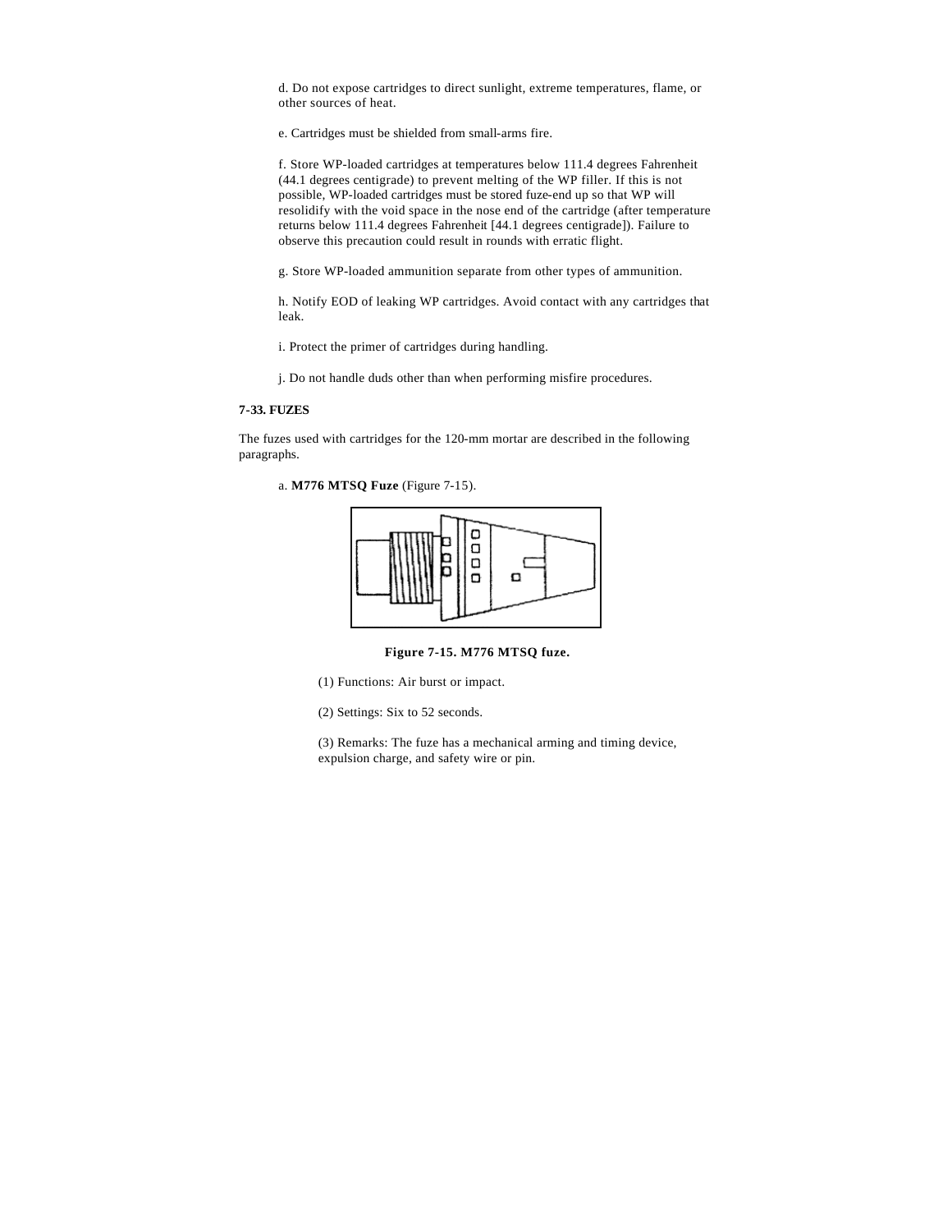d. Do not expose cartridges to direct sunlight, extreme temperatures, flame, or other sources of heat.

e. Cartridges must be shielded from small-arms fire.

f. Store WP-loaded cartridges at temperatures below 111.4 degrees Fahrenheit (44.1 degrees centigrade) to prevent melting of the WP filler. If this is not possible, WP-loaded cartridges must be stored fuze-end up so that WP will resolidify with the void space in the nose end of the cartridge (after temperature returns below 111.4 degrees Fahrenheit [44.1 degrees centigrade]). Failure to observe this precaution could result in rounds with erratic flight.

g. Store WP-loaded ammunition separate from other types of ammunition.

h. Notify EOD of leaking WP cartridges. Avoid contact with any cartridges that leak.

i. Protect the primer of cartridges during handling.

j. Do not handle duds other than when performing misfire procedures.

### 7-33. FUZES

The fuzes used with cartridges for the 120-mm mortar are described in the following paragraphs.

a. **M776 MTSQ Fuze** (Figure 7-15).

**Figure 7-15. M776 MTSQ fuze.**

(1) Functions: Air burst or impact.

(2) Settings: Six to 52 seconds.

(3) Remarks: The fuze has a mechanical arming and timing device, expulsion charge, and safety wire or pin.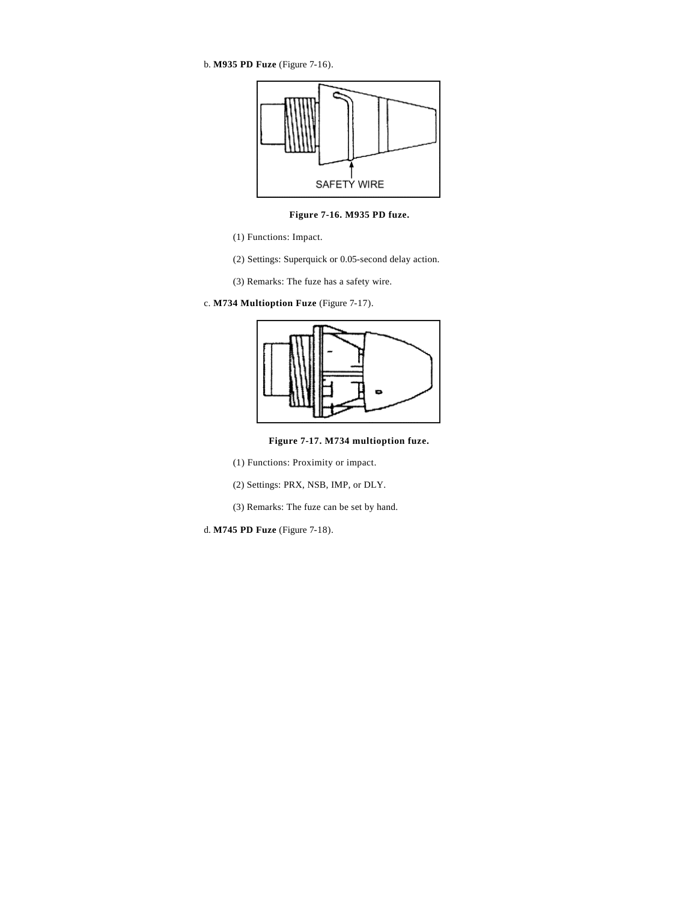b. **M935 PD Fuze** (Figure 7-16).

**Figure 7-16. M935 PD fuze.**

(1) Functions: Impact.

(2) Settings: Superquick or 0.05-second delay action.

(3) Remarks: The fuze has a safety wire.

c. **M734 Multioption Fuze** (Figure 7-17).

**Figure 7-17. M734 multioption fuze.**

(1) Functions: Proximity or impact.

(2) Settings: PRX, NSB, IMP, or DLY.

(3) Remarks: The fuze can be set by hand.

d. **M745 PD Fuze** (Figure 7-18).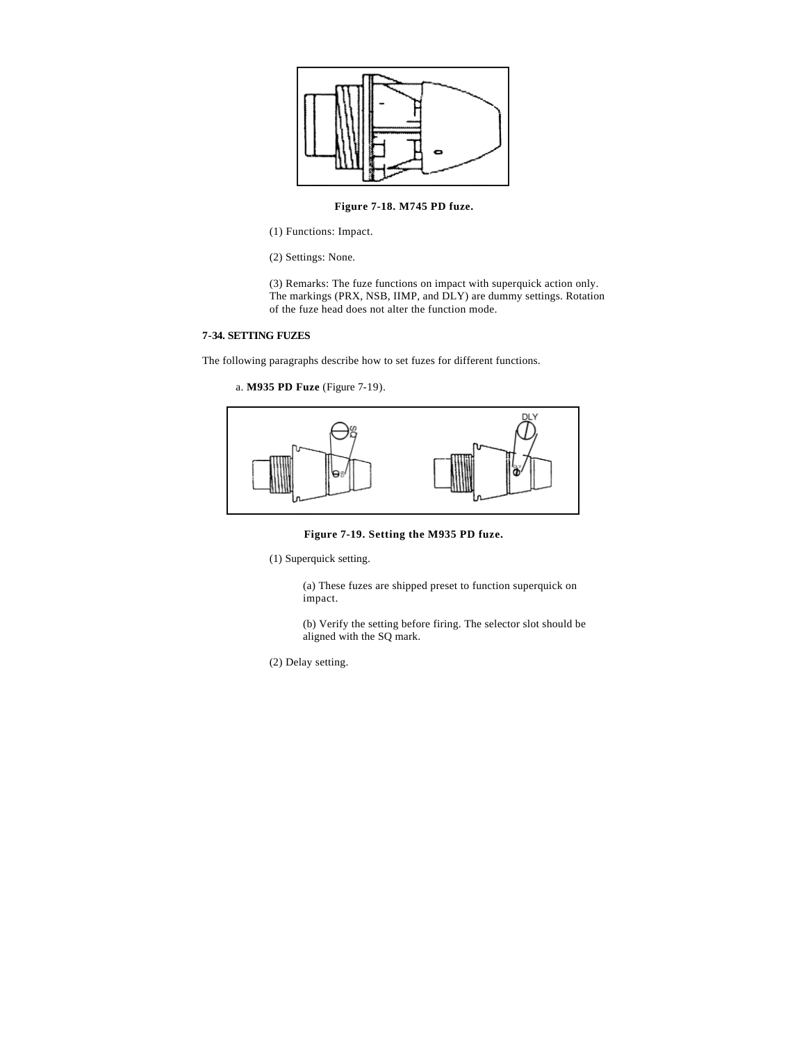Figure 7-18. M745 PD fuze.

(1) Functions: Impact.

(2) Settings: None.

(3) Remarks: The fuze functions on impact with superquick action only. The markings (PRX, NSB, IIMP, and DLY) are dummy settings. Rotation of the fuze head does not alter the function mode.

### 7-34. SETTING FUZES

The following paragraphs describe how to set fuzes for different functions.

a. **M935 PD Fuze** (Figure 7-19).

Figure 7-19. Setting the M935 PD fuze.

(1) Superquick setting.

(a) These fuzes are shipped preset to function superquick on impact.

(b) Verify the setting before firing. The selector slot should be aligned with the SQ mark.

(2) Delay setting.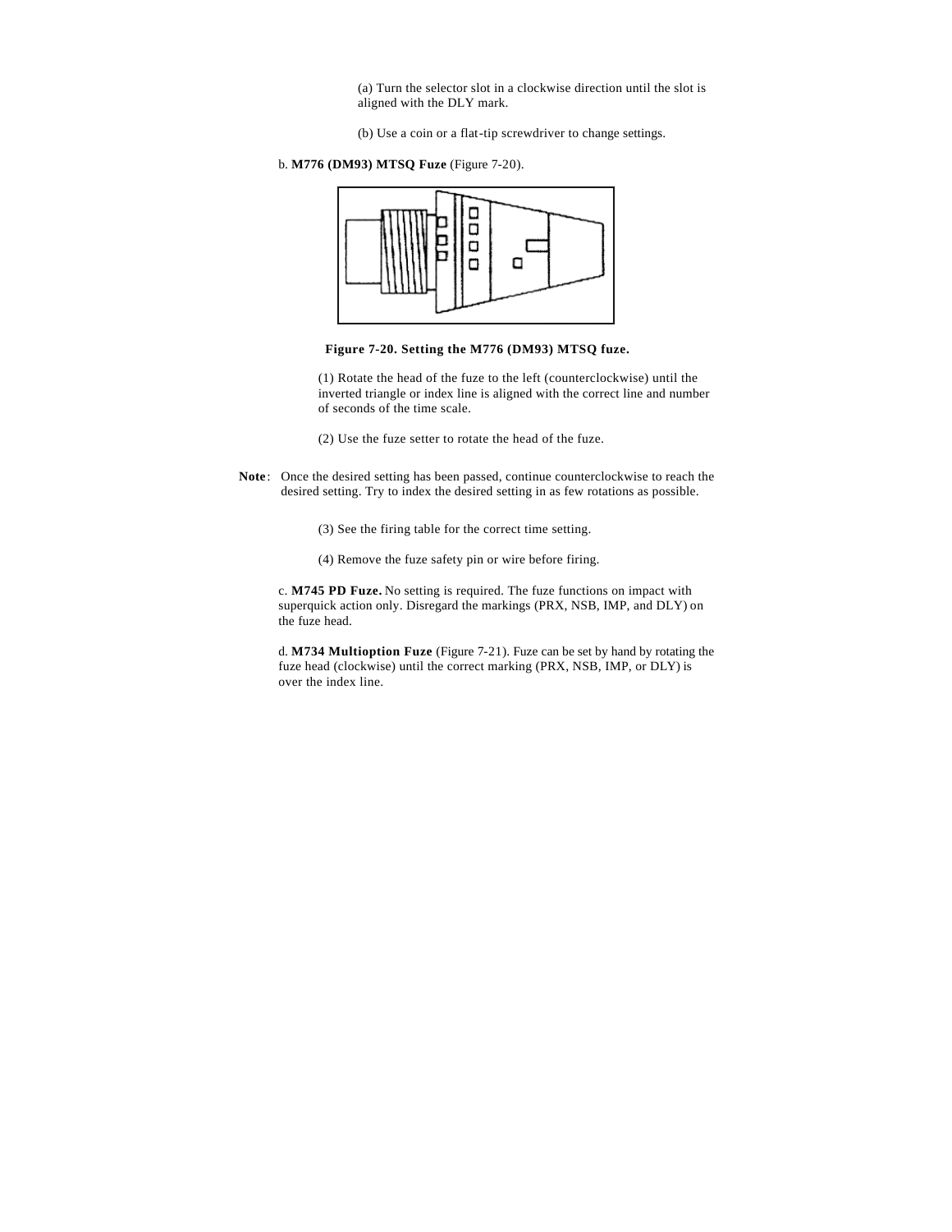(a) Turn the selector slot in a clockwise direction until the slot is aligned with the DLY mark.

(b) Use a coin or a flat-tip screwdriver to change settings.

b. **M776 (DM93) MTSQ Fuze** (Figure 7-20).

**Figure 7-20. Setting the M776 (DM93) MTSQ fuze.**

(1) Rotate the head of the fuze to the left (counterclockwise) until the inverted triangle or index line is aligned with the correct line and number of seconds of the time scale.

(2) Use the fuze setter to rotate the head of the fuze.

**Note**: Once the desired setting has been passed, continue counterclockwise to reach the desired setting. Try to index the desired setting in as few rotations as possible.

(3) See the firing table for the correct time setting.

(4) Remove the fuze safety pin or wire before firing.

c. **M745 PD Fuze.** No setting is required. The fuze functions on impact with superquick action only. Disregard the markings (PRX, NSB, IMP, and DLY) on the fuze head.

d. **M734 Multioption Fuze** (Figure 7-21). Fuze can be set by hand by rotating the fuze head (clockwise) until the correct marking (PRX, NSB, IMP, or DLY) is over the index line.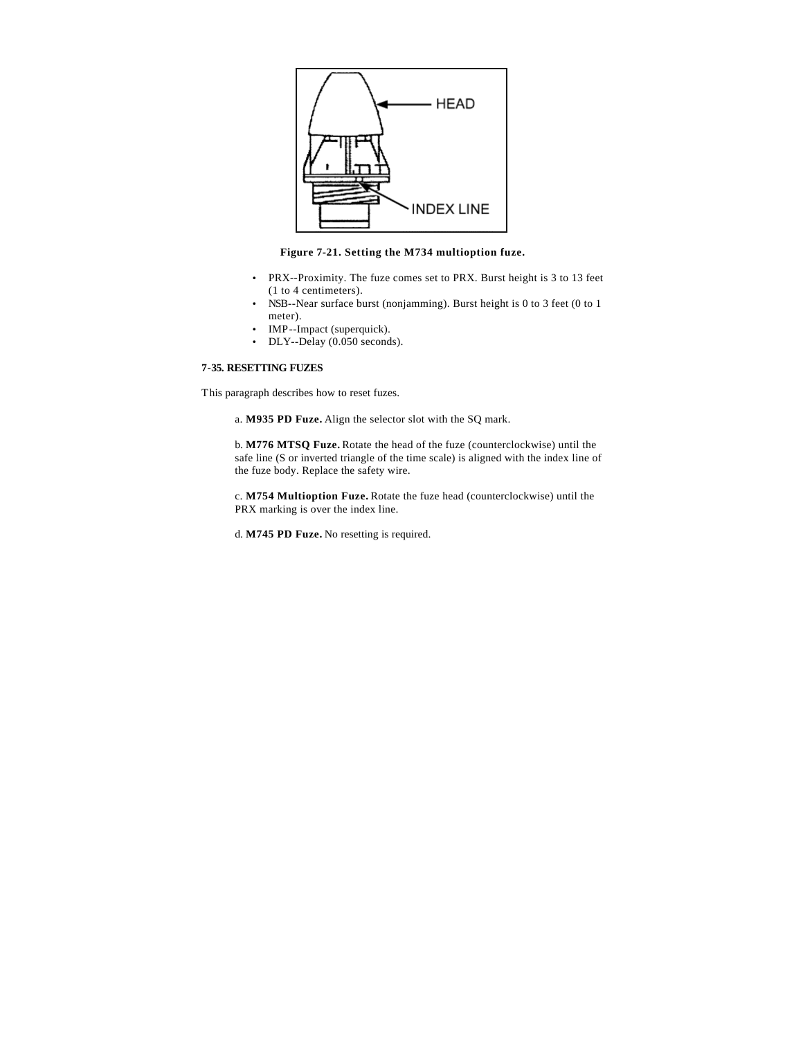HEAD

INDEX LINE

**Figure 7-21. Setting the M734 multioption fuze.**

- PRX--Proximity. The fuze comes set to PRX. Burst height is 3 to 13 feet (1 to 4 centimeters).
- NSB--Near surface burst (nonjamming). Burst height is 0 to 3 feet (0 to 1 meter).
- IMP--Impact (superquick).
- DLY--Delay (0.050 seconds).

**7-35. RESETTING FUZES**

This paragraph describes how to reset fuzes.

a. **M935 PD Fuze.** Align the selector slot with the SQ mark.

b. **M776 MTSQ Fuze.** Rotate the head of the fuze (counterclockwise) until the safe line (S or inverted triangle of the time scale) is aligned with the index line of the fuze body. Replace the safety wire.

c. **M754 Multioption Fuze.** Rotate the fuze head (counterclockwise) until the PRX marking is over the index line.

d. **M745 PD Fuze.** No resetting is required.